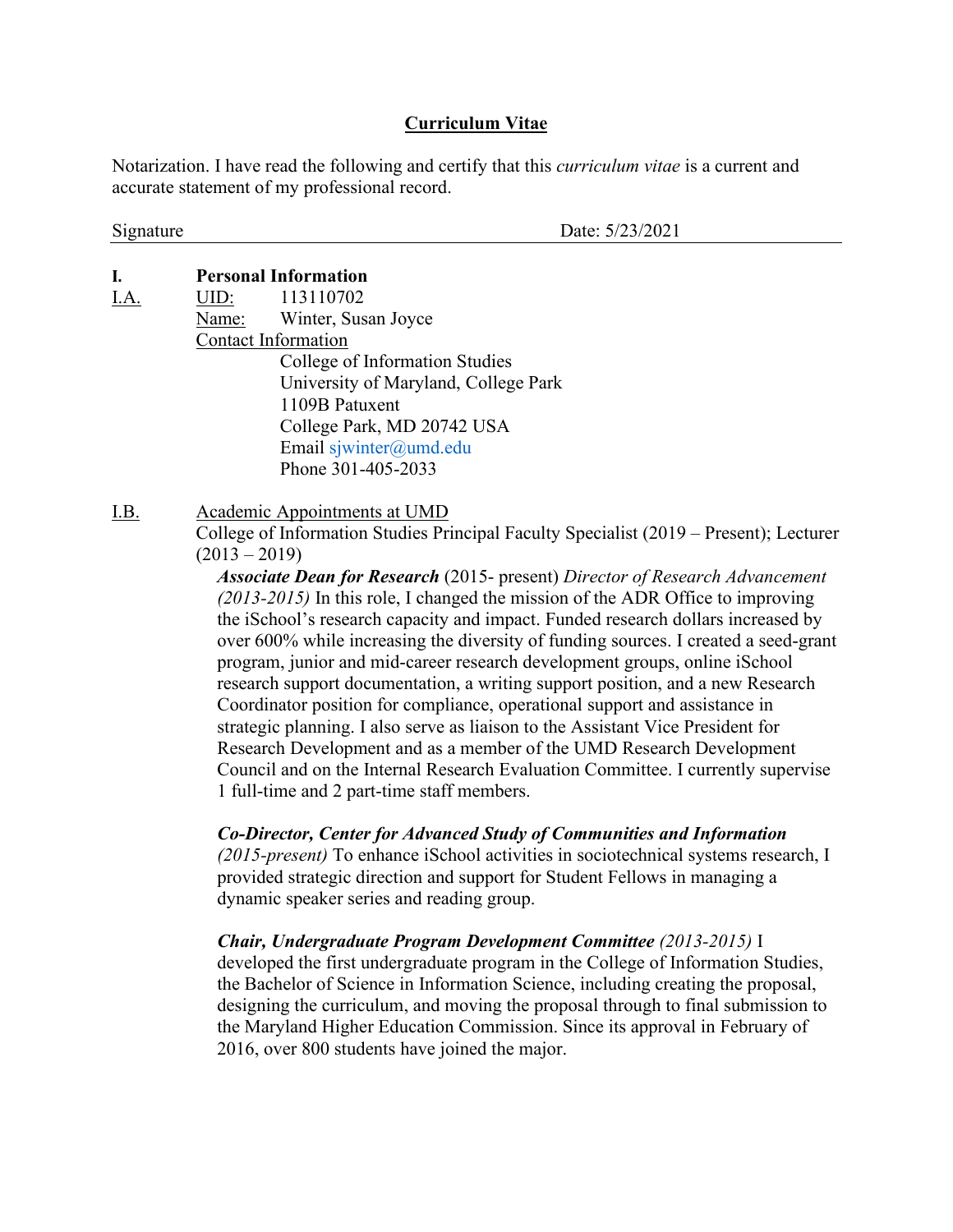# Curriculum Vitae

Notarization. I have read the following and certify that this *curriculum vitae* is a current and accurate statement of my professional record.

Signature Date: 5/23/2021

## I. Personal Information

**I.A.**

UID: 113110702

Name: Winter, Susan Joyce

Contact Information

College of Information Studies
University of Maryland, College Park
1109B Patuxent
College Park, MD 20742 USA
Email sjwinter@umd.edu
Phone 301-405-2033

**I.B.** Academic Appointments at UMD

College of Information Studies Principal Faculty Specialist (2019 – Present); Lecturer (2013 – 2019)

***Associate Dean for Research*** (2015- present) *Director of Research Advancement (2013-2015)* In this role, I changed the mission of the ADR Office to improving the iSchool's research capacity and impact. Funded research dollars increased by over 600% while increasing the diversity of funding sources. I created a seed-grant program, junior and mid-career research development groups, online iSchool research support documentation, a writing support position, and a new Research Coordinator position for compliance, operational support and assistance in strategic planning. I also serve as liaison to the Assistant Vice President for Research Development and as a member of the UMD Research Development Council and on the Internal Research Evaluation Committee. I currently supervise 1 full-time and 2 part-time staff members.

***Co-Director, Center for Advanced Study of Communities and Information*** *(2015-present)* To enhance iSchool activities in sociotechnical systems research, I provided strategic direction and support for Student Fellows in managing a dynamic speaker series and reading group.

***Chair, Undergraduate Program Development Committee*** *(2013-2015)* I developed the first undergraduate program in the College of Information Studies, the Bachelor of Science in Information Science, including creating the proposal, designing the curriculum, and moving the proposal through to final submission to the Maryland Higher Education Commission. Since its approval in February of 2016, over 800 students have joined the major.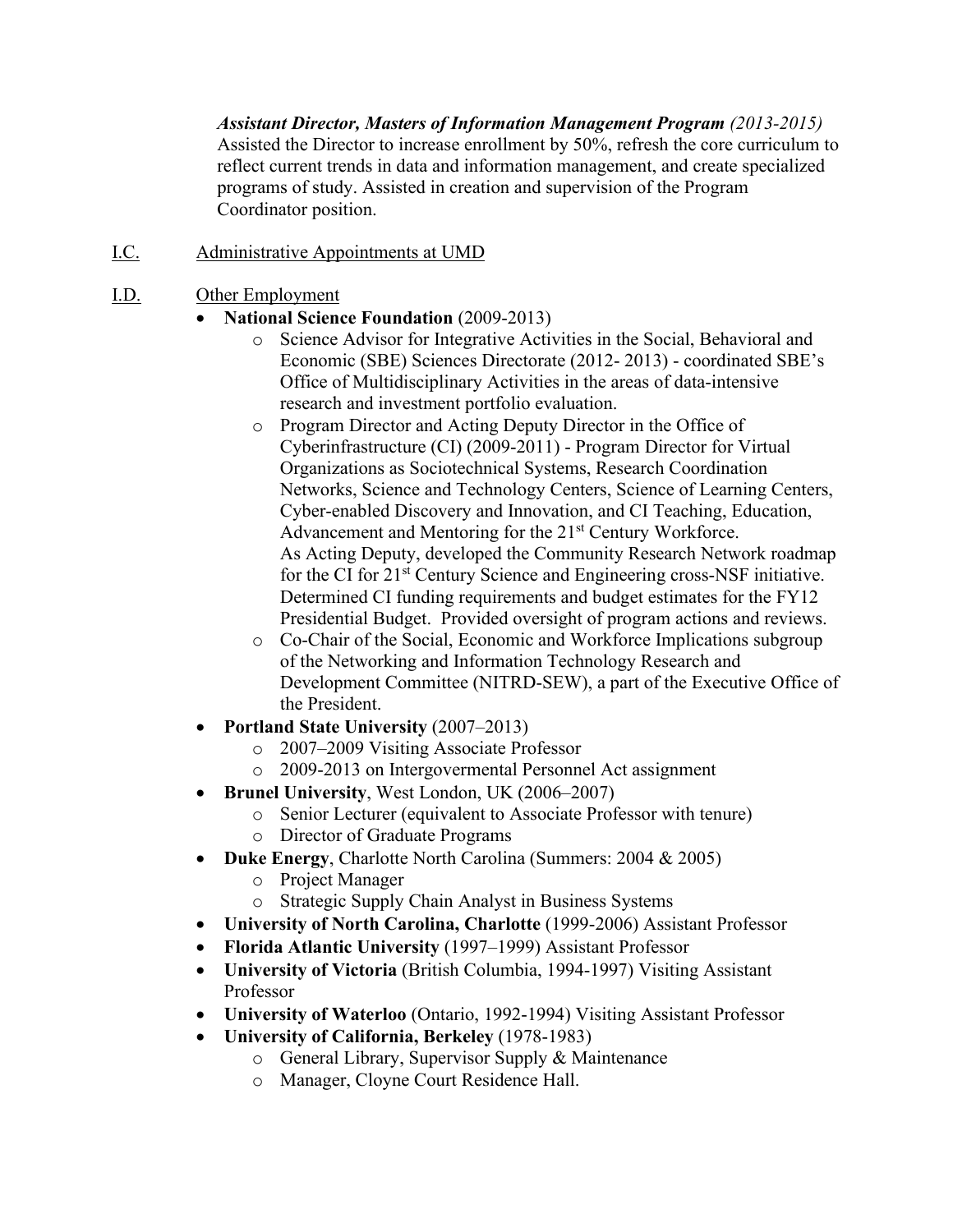***Assistant Director, Masters of Information Management Program** (2013-2015)*
Assisted the Director to increase enrollment by 50%, refresh the core curriculum to reflect current trends in data and information management, and create specialized programs of study. Assisted in creation and supervision of the Program Coordinator position.

I.C. Administrative Appointments at UMD

I.D. Other Employment

- **National Science Foundation** (2009-2013)
  - Science Advisor for Integrative Activities in the Social, Behavioral and Economic (SBE) Sciences Directorate (2012- 2013) - coordinated SBE's Office of Multidisciplinary Activities in the areas of data-intensive research and investment portfolio evaluation.
  - Program Director and Acting Deputy Director in the Office of Cyberinfrastructure (CI) (2009-2011) - Program Director for Virtual Organizations as Sociotechnical Systems, Research Coordination Networks, Science and Technology Centers, Science of Learning Centers, Cyber-enabled Discovery and Innovation, and CI Teaching, Education, Advancement and Mentoring for the 21st Century Workforce.
    As Acting Deputy, developed the Community Research Network roadmap for the CI for 21st Century Science and Engineering cross-NSF initiative. Determined CI funding requirements and budget estimates for the FY12 Presidential Budget. Provided oversight of program actions and reviews.
  - Co-Chair of the Social, Economic and Workforce Implications subgroup of the Networking and Information Technology Research and Development Committee (NITRD-SEW), a part of the Executive Office of the President.
- **Portland State University** (2007–2013)
  - 2007–2009 Visiting Associate Professor
  - 2009-2013 on Intergovermental Personnel Act assignment
- **Brunel University**, West London, UK (2006–2007)
  - Senior Lecturer (equivalent to Associate Professor with tenure)
  - Director of Graduate Programs
- **Duke Energy**, Charlotte North Carolina (Summers: 2004 & 2005)
  - Project Manager
  - Strategic Supply Chain Analyst in Business Systems
- **University of North Carolina, Charlotte** (1999-2006) Assistant Professor
- **Florida Atlantic University** (1997–1999) Assistant Professor
- **University of Victoria** (British Columbia, 1994-1997) Visiting Assistant Professor
- **University of Waterloo** (Ontario, 1992-1994) Visiting Assistant Professor
- **University of California, Berkeley** (1978-1983)
  - General Library, Supervisor Supply & Maintenance
  - Manager, Cloyne Court Residence Hall.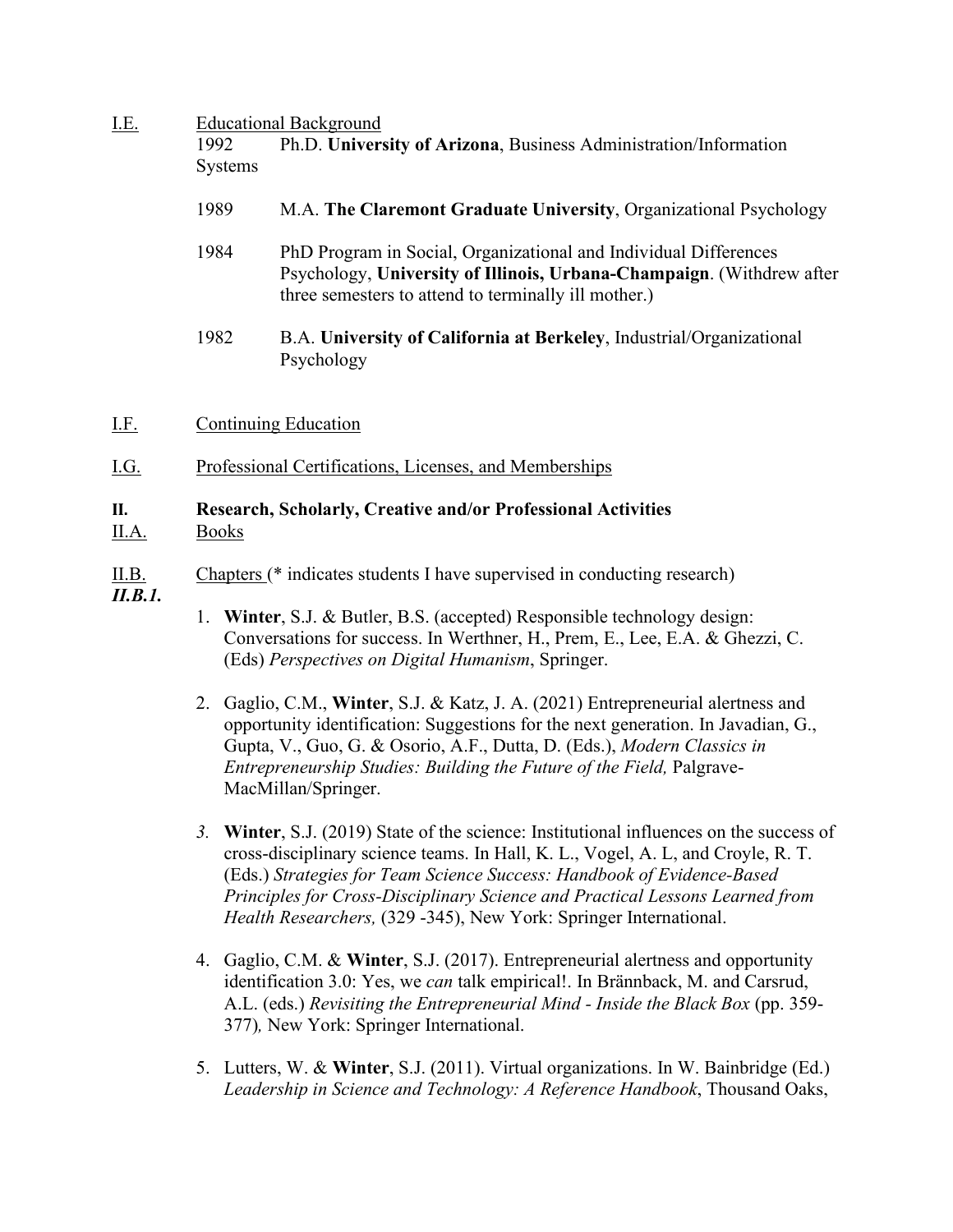I.E. Educational Background

1992 Ph.D. **University of Arizona**, Business Administration/Information Systems

1989 M.A. **The Claremont Graduate University**, Organizational Psychology

1984 PhD Program in Social, Organizational and Individual Differences Psychology, **University of Illinois, Urbana-Champaign**. (Withdrew after three semesters to attend to terminally ill mother.)

1982 B.A. **University of California at Berkeley**, Industrial/Organizational Psychology

I.F. Continuing Education

I.G. Professional Certifications, Licenses, and Memberships

**II. Research, Scholarly, Creative and/or Professional Activities**

II.A. Books

II.B. Chapters (* indicates students I have supervised in conducting research)

***II.B.1.***

1. **Winter**, S.J. & Butler, B.S. (accepted) Responsible technology design: Conversations for success. In Werthner, H., Prem, E., Lee, E.A. & Ghezzi, C. (Eds) *Perspectives on Digital Humanism*, Springer.

2. Gaglio, C.M., **Winter**, S.J. & Katz, J. A. (2021) Entrepreneurial alertness and opportunity identification: Suggestions for the next generation. In Javadian, G., Gupta, V., Guo, G. & Osorio, A.F., Dutta, D. (Eds.), *Modern Classics in Entrepreneurship Studies: Building the Future of the Field,* Palgrave-MacMillan/Springer.

3. **Winter**, S.J. (2019) State of the science: Institutional influences on the success of cross-disciplinary science teams. In Hall, K. L., Vogel, A. L, and Croyle, R. T. (Eds.) *Strategies for Team Science Success: Handbook of Evidence-Based Principles for Cross-Disciplinary Science and Practical Lessons Learned from Health Researchers,* (329 -345), New York: Springer International.

4. Gaglio, C.M. & **Winter**, S.J. (2017). Entrepreneurial alertness and opportunity identification 3.0: Yes, we *can* talk empirical!. In Brännback, M. and Carsrud, A.L. (eds.) *Revisiting the Entrepreneurial Mind - Inside the Black Box* (pp. 359-377)*,* New York: Springer International.

5. Lutters, W. & **Winter**, S.J. (2011). Virtual organizations. In W. Bainbridge (Ed.) *Leadership in Science and Technology: A Reference Handbook*, Thousand Oaks,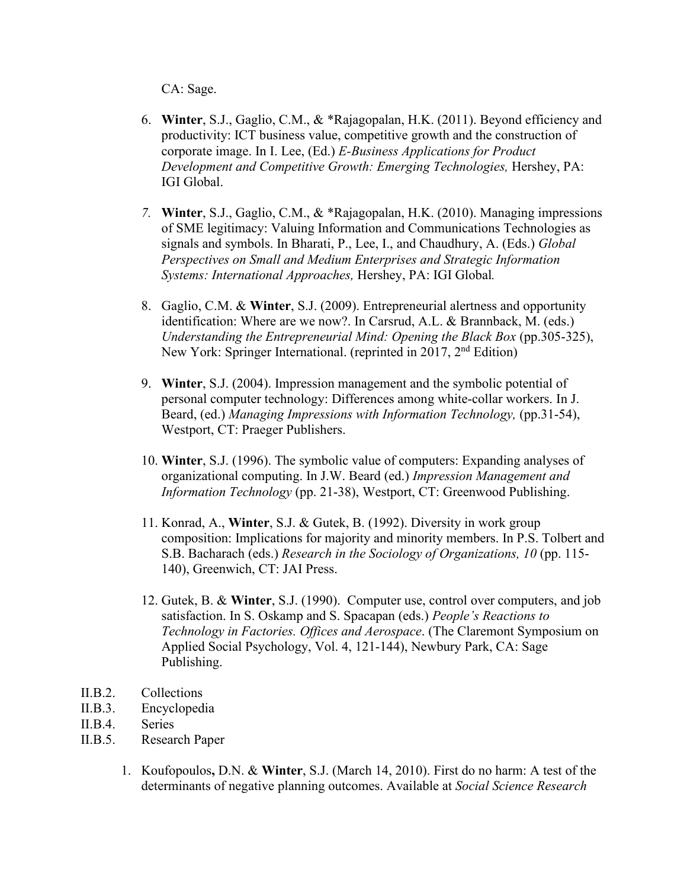CA: Sage.

6. **Winter**, S.J., Gaglio, C.M., & *Rajagopalan, H.K. (2011). Beyond efficiency and productivity: ICT business value, competitive growth and the construction of corporate image. In I. Lee, (Ed.) *E-Business Applications for Product Development and Competitive Growth: Emerging Technologies,* Hershey, PA: IGI Global.

7. **Winter**, S.J., Gaglio, C.M., & *Rajagopalan, H.K. (2010). Managing impressions of SME legitimacy: Valuing Information and Communications Technologies as signals and symbols. In Bharati, P., Lee, I., and Chaudhury, A. (Eds.) *Global Perspectives on Small and Medium Enterprises and Strategic Information Systems: International Approaches,* Hershey, PA: IGI Global*.*

8. Gaglio, C.M. & **Winter**, S.J. (2009). Entrepreneurial alertness and opportunity identification: Where are we now?. In Carsrud, A.L. & Brannback, M. (eds.) *Understanding the Entrepreneurial Mind: Opening the Black Box* (pp.305-325), New York: Springer International. (reprinted in 2017, 2nd Edition)

9. **Winter**, S.J. (2004). Impression management and the symbolic potential of personal computer technology: Differences among white-collar workers. In J. Beard, (ed.) *Managing Impressions with Information Technology,* (pp.31-54), Westport, CT: Praeger Publishers.

10. **Winter**, S.J. (1996). The symbolic value of computers: Expanding analyses of organizational computing. In J.W. Beard (ed.) *Impression Management and Information Technology* (pp. 21-38), Westport, CT: Greenwood Publishing.

11. Konrad, A., **Winter**, S.J. & Gutek, B. (1992). Diversity in work group composition: Implications for majority and minority members. In P.S. Tolbert and S.B. Bacharach (eds.) *Research in the Sociology of Organizations, 10* (pp. 115-140), Greenwich, CT: JAI Press.

12. Gutek, B. & **Winter**, S.J. (1990). Computer use, control over computers, and job satisfaction. In S. Oskamp and S. Spacapan (eds.) *People's Reactions to Technology in Factories. Offices and Aerospace*. (The Claremont Symposium on Applied Social Psychology, Vol. 4, 121-144), Newbury Park, CA: Sage Publishing.

II.B.2. Collections

II.B.3. Encyclopedia

II.B.4. Series

II.B.5. Research Paper

1. Koufopoulos**,** D.N. & **Winter**, S.J. (March 14, 2010). First do no harm: A test of the determinants of negative planning outcomes. Available at *Social Science Research*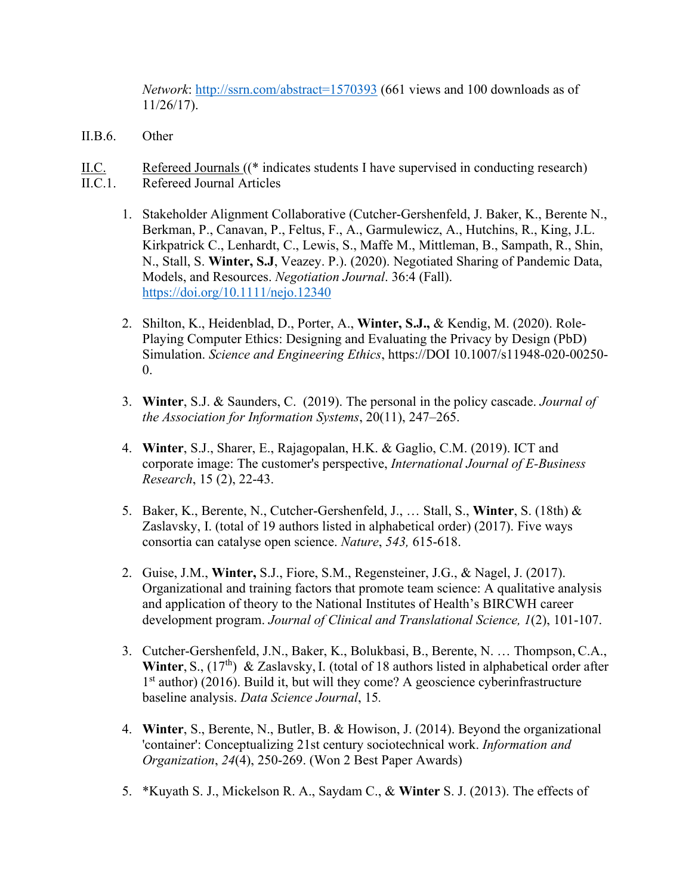*Network*: http://ssrn.com/abstract=1570393 (661 views and 100 downloads as of 11/26/17).

II.B.6. Other

II.C. Refereed Journals ((* indicates students I have supervised in conducting research)

II.C.1. Refereed Journal Articles

1. Stakeholder Alignment Collaborative (Cutcher-Gershenfeld, J. Baker, K., Berente N., Berkman, P., Canavan, P., Feltus, F., A., Garmulewicz, A., Hutchins, R., King, J.L. Kirkpatrick C., Lenhardt, C., Lewis, S., Maffe M., Mittleman, B., Sampath, R., Shin, N., Stall, S. **Winter, S.J**, Veazey. P.). (2020). Negotiated Sharing of Pandemic Data, Models, and Resources. *Negotiation Journal*. 36:4 (Fall). https://doi.org/10.1111/nejo.12340

2. Shilton, K., Heidenblad, D., Porter, A., **Winter, S.J.,** & Kendig, M. (2020). Role-Playing Computer Ethics: Designing and Evaluating the Privacy by Design (PbD) Simulation. *Science and Engineering Ethics*, https://DOI 10.1007/s11948-020-00250-0.

3. **Winter**, S.J. & Saunders, C. (2019). The personal in the policy cascade. *Journal of the Association for Information Systems*, 20(11), 247–265.

4. **Winter**, S.J., Sharer, E., Rajagopalan, H.K. & Gaglio, C.M. (2019). ICT and corporate image: The customer's perspective, *International Journal of E-Business Research*, 15 (2), 22-43.

5. Baker, K., Berente, N., Cutcher-Gershenfeld, J., … Stall, S., **Winter**, S. (18th) & Zaslavsky, I. (total of 19 authors listed in alphabetical order) (2017). Five ways consortia can catalyse open science. *Nature*, *543,* 615-618.

2. Guise, J.M., **Winter,** S.J., Fiore, S.M., Regensteiner, J.G., & Nagel, J. (2017). Organizational and training factors that promote team science: A qualitative analysis and application of theory to the National Institutes of Health's BIRCWH career development program. *Journal of Clinical and Translational Science, 1*(2), 101-107.

3. Cutcher-Gershenfeld, J.N., Baker, K., Bolukbasi, B., Berente, N. … Thompson, C.A., **Winter**, S., (17th) & Zaslavsky, I. (total of 18 authors listed in alphabetical order after 1st author) (2016). Build it, but will they come? A geoscience cyberinfrastructure baseline analysis. *Data Science Journal*, 15.

4. **Winter**, S., Berente, N., Butler, B. & Howison, J. (2014). Beyond the organizational 'container': Conceptualizing 21st century sociotechnical work. *Information and Organization*, *24*(4), 250-269. (Won 2 Best Paper Awards)

5. *Kuyath S. J., Mickelson R. A., Saydam C., & **Winter** S. J. (2013). The effects of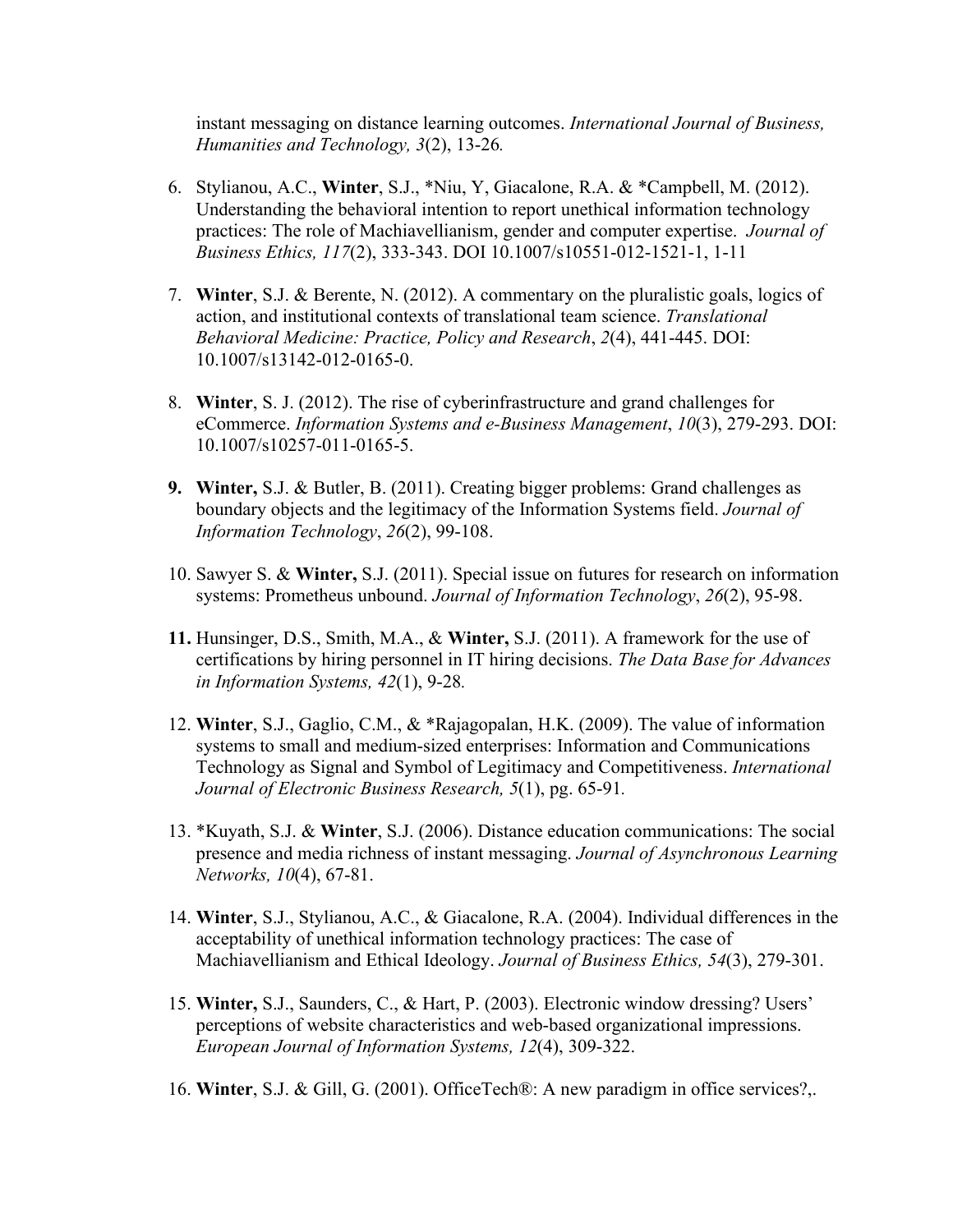instant messaging on distance learning outcomes. *International Journal of Business, Humanities and Technology, 3*(2), 13-26*.*

6. Stylianou, A.C., **Winter**, S.J., *Niu, Y, Giacalone, R.A. & *Campbell, M. (2012). Understanding the behavioral intention to report unethical information technology practices: The role of Machiavellianism, gender and computer expertise. *Journal of Business Ethics, 117*(2), 333-343. DOI 10.1007/s10551-012-1521-1, 1-11

7. **Winter**, S.J. & Berente, N. (2012). A commentary on the pluralistic goals, logics of action, and institutional contexts of translational team science. *Translational Behavioral Medicine: Practice, Policy and Research*, *2*(4), 441-445. DOI: 10.1007/s13142-012-0165-0.

8. **Winter**, S. J. (2012). The rise of cyberinfrastructure and grand challenges for eCommerce. *Information Systems and e-Business Management*, *10*(3), 279-293. DOI: 10.1007/s10257-011-0165-5.

9. **Winter,** S.J. & Butler, B. (2011). Creating bigger problems: Grand challenges as boundary objects and the legitimacy of the Information Systems field. *Journal of Information Technology*, *26*(2), 99-108.

10. Sawyer S. & **Winter,** S.J. (2011). Special issue on futures for research on information systems: Prometheus unbound. *Journal of Information Technology*, *26*(2), 95-98.

11. Hunsinger, D.S., Smith, M.A., & **Winter,** S.J. (2011). A framework for the use of certifications by hiring personnel in IT hiring decisions. *The Data Base for Advances in Information Systems, 42*(1), 9-28*.*

12. **Winter**, S.J., Gaglio, C.M., & *Rajagopalan, H.K. (2009). The value of information systems to small and medium-sized enterprises: Information and Communications Technology as Signal and Symbol of Legitimacy and Competitiveness. *International Journal of Electronic Business Research, 5*(1), pg. 65-91*.*

13. *Kuyath, S.J. & **Winter**, S.J. (2006). Distance education communications: The social presence and media richness of instant messaging. *Journal of Asynchronous Learning Networks, 10*(4), 67-81.

14. **Winter**, S.J., Stylianou, A.C., & Giacalone, R.A. (2004). Individual differences in the acceptability of unethical information technology practices: The case of Machiavellianism and Ethical Ideology. *Journal of Business Ethics, 54*(3), 279-301.

15. **Winter,** S.J., Saunders, C., & Hart, P. (2003). Electronic window dressing? Users' perceptions of website characteristics and web-based organizational impressions. *European Journal of Information Systems, 12*(4), 309-322.

16. **Winter**, S.J. & Gill, G. (2001). OfficeTech®: A new paradigm in office services?,.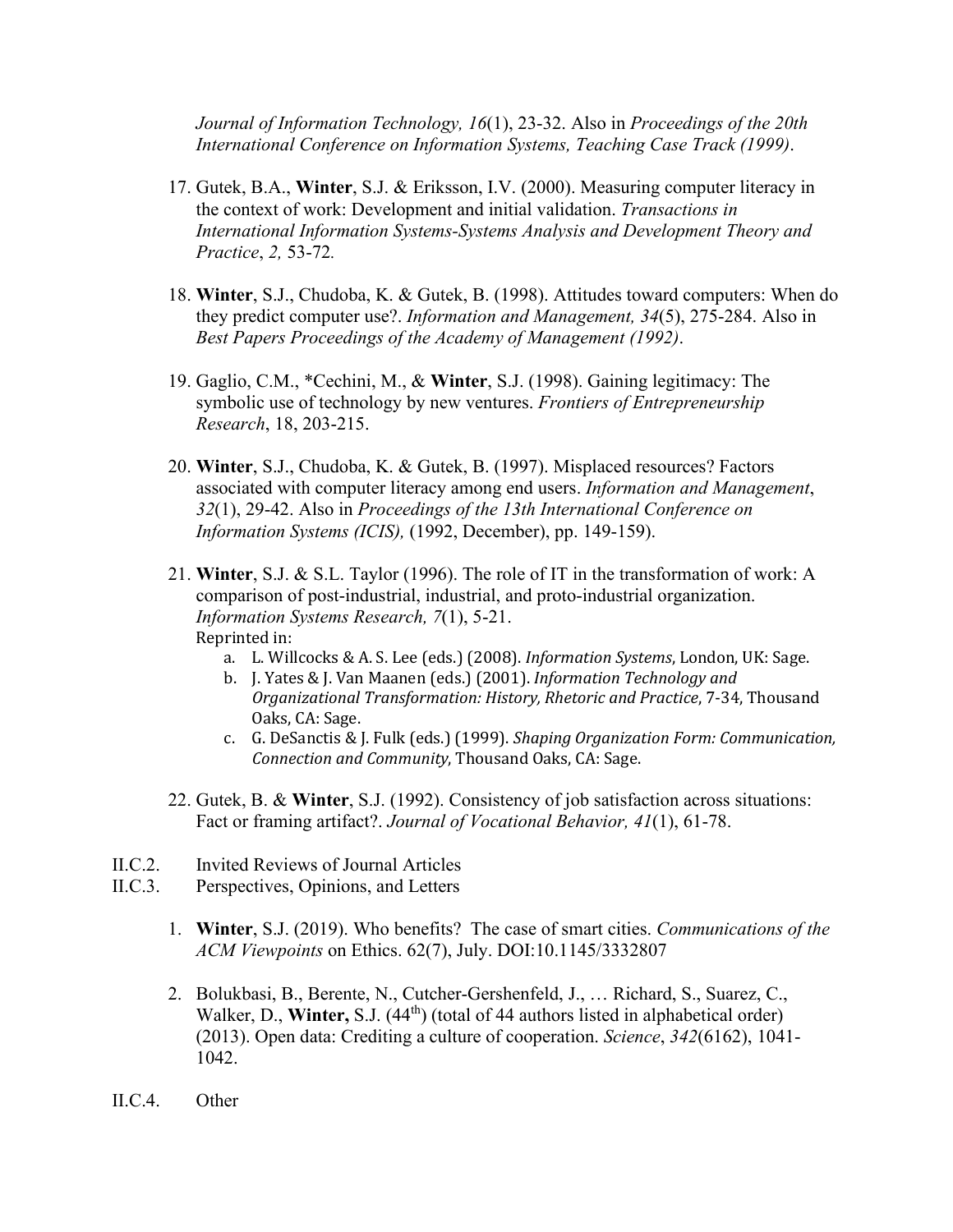*Journal of Information Technology, 16*(1), 23-32. Also in *Proceedings of the 20th International Conference on Information Systems, Teaching Case Track (1999)*.

17. Gutek, B.A., **Winter**, S.J. & Eriksson, I.V. (2000). Measuring computer literacy in the context of work: Development and initial validation. *Transactions in International Information Systems-Systems Analysis and Development Theory and Practice*, *2,* 53-72.

18. **Winter**, S.J., Chudoba, K. & Gutek, B. (1998). Attitudes toward computers: When do they predict computer use?. *Information and Management, 34*(5), 275-284. Also in *Best Papers Proceedings of the Academy of Management (1992)*.

19. Gaglio, C.M., *Cechini, M., & **Winter**, S.J. (1998). Gaining legitimacy: The symbolic use of technology by new ventures. *Frontiers of Entrepreneurship Research*, 18, 203-215.

20. **Winter**, S.J., Chudoba, K. & Gutek, B. (1997). Misplaced resources? Factors associated with computer literacy among end users. *Information and Management*, *32*(1), 29-42. Also in *Proceedings of the 13th International Conference on Information Systems (ICIS),* (1992, December), pp. 149-159).

21. **Winter**, S.J. & S.L. Taylor (1996). The role of IT in the transformation of work: A comparison of post-industrial, industrial, and proto-industrial organization. *Information Systems Research, 7*(1), 5-21.
    Reprinted in:
    a. L. Willcocks & A. S. Lee (eds.) (2008). *Information Systems*, London, UK: Sage.
    b. J. Yates & J. Van Maanen (eds.) (2001). *Information Technology and Organizational Transformation: History, Rhetoric and Practice*, 7-34, Thousand Oaks, CA: Sage.
    c. G. DeSanctis & J. Fulk (eds.) (1999). *Shaping Organization Form: Communication, Connection and Community*, Thousand Oaks, CA: Sage.

22. Gutek, B. & **Winter**, S.J. (1992). Consistency of job satisfaction across situations: Fact or framing artifact?. *Journal of Vocational Behavior, 41*(1), 61-78.

II.C.2. Invited Reviews of Journal Articles

II.C.3. Perspectives, Opinions, and Letters

1. **Winter**, S.J. (2019). Who benefits? The case of smart cities. *Communications of the ACM Viewpoints* on Ethics. 62(7), July. DOI:10.1145/3332807

2. Bolukbasi, B., Berente, N., Cutcher-Gershenfeld, J., … Richard, S., Suarez, C., Walker, D., **Winter,** S.J. (44th) (total of 44 authors listed in alphabetical order) (2013). Open data: Crediting a culture of cooperation. *Science*, *342*(6162), 1041-1042.

II.C.4. Other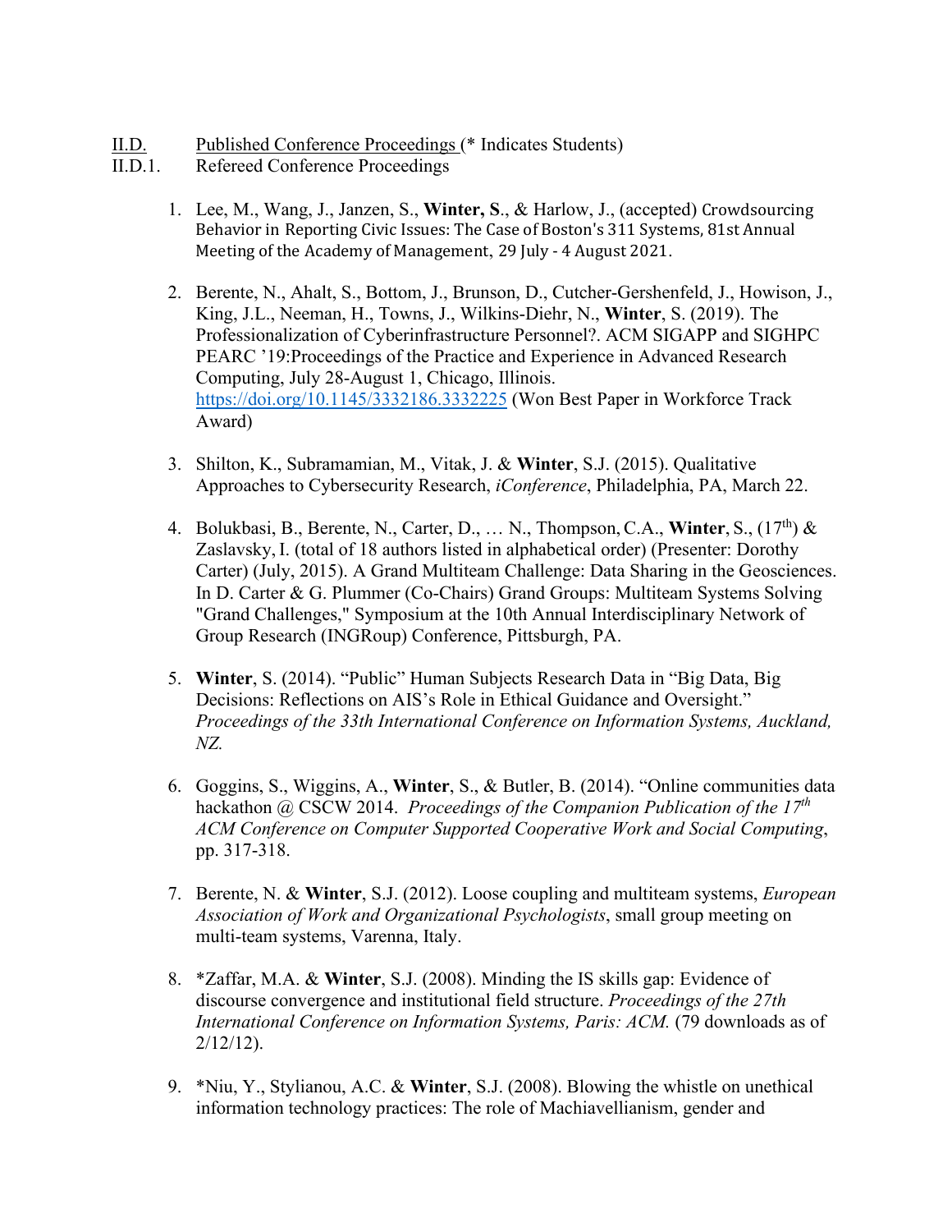II.D. Published Conference Proceedings (* Indicates Students)

II.D.1. Refereed Conference Proceedings

1. Lee, M., Wang, J., Janzen, S., **Winter, S**., & Harlow, J., (accepted) Crowdsourcing Behavior in Reporting Civic Issues: The Case of Boston's 311 Systems, 81st Annual Meeting of the Academy of Management, 29 July - 4 August 2021.

2. Berente, N., Ahalt, S., Bottom, J., Brunson, D., Cutcher-Gershenfeld, J., Howison, J., King, J.L., Neeman, H., Towns, J., Wilkins-Diehr, N., **Winter**, S. (2019). The Professionalization of Cyberinfrastructure Personnel?. ACM SIGAPP and SIGHPC PEARC '19:Proceedings of the Practice and Experience in Advanced Research Computing, July 28-August 1, Chicago, Illinois. https://doi.org/10.1145/3332186.3332225 (Won Best Paper in Workforce Track Award)

3. Shilton, K., Subramamian, M., Vitak, J. & **Winter**, S.J. (2015). Qualitative Approaches to Cybersecurity Research, *iConference*, Philadelphia, PA, March 22.

4. Bolukbasi, B., Berente, N., Carter, D., … N., Thompson, C.A., **Winter**, S., (17th) & Zaslavsky, I. (total of 18 authors listed in alphabetical order) (Presenter: Dorothy Carter) (July, 2015). A Grand Multiteam Challenge: Data Sharing in the Geosciences. In D. Carter & G. Plummer (Co-Chairs) Grand Groups: Multiteam Systems Solving "Grand Challenges," Symposium at the 10th Annual Interdisciplinary Network of Group Research (INGRoup) Conference, Pittsburgh, PA.

5. **Winter**, S. (2014). "Public" Human Subjects Research Data in "Big Data, Big Decisions: Reflections on AIS's Role in Ethical Guidance and Oversight." *Proceedings of the 33th International Conference on Information Systems, Auckland, NZ.*

6. Goggins, S., Wiggins, A., **Winter**, S., & Butler, B. (2014). "Online communities data hackathon @ CSCW 2014. *Proceedings of the Companion Publication of the 17th ACM Conference on Computer Supported Cooperative Work and Social Computing*, pp. 317-318.

7. Berente, N. & **Winter**, S.J. (2012). Loose coupling and multiteam systems, *European Association of Work and Organizational Psychologists*, small group meeting on multi-team systems, Varenna, Italy.

8. *Zaffar, M.A. & **Winter**, S.J. (2008). Minding the IS skills gap: Evidence of discourse convergence and institutional field structure. *Proceedings of the 27th International Conference on Information Systems, Paris: ACM.* (79 downloads as of 2/12/12).

9. *Niu, Y., Stylianou, A.C. & **Winter**, S.J. (2008). Blowing the whistle on unethical information technology practices: The role of Machiavellianism, gender and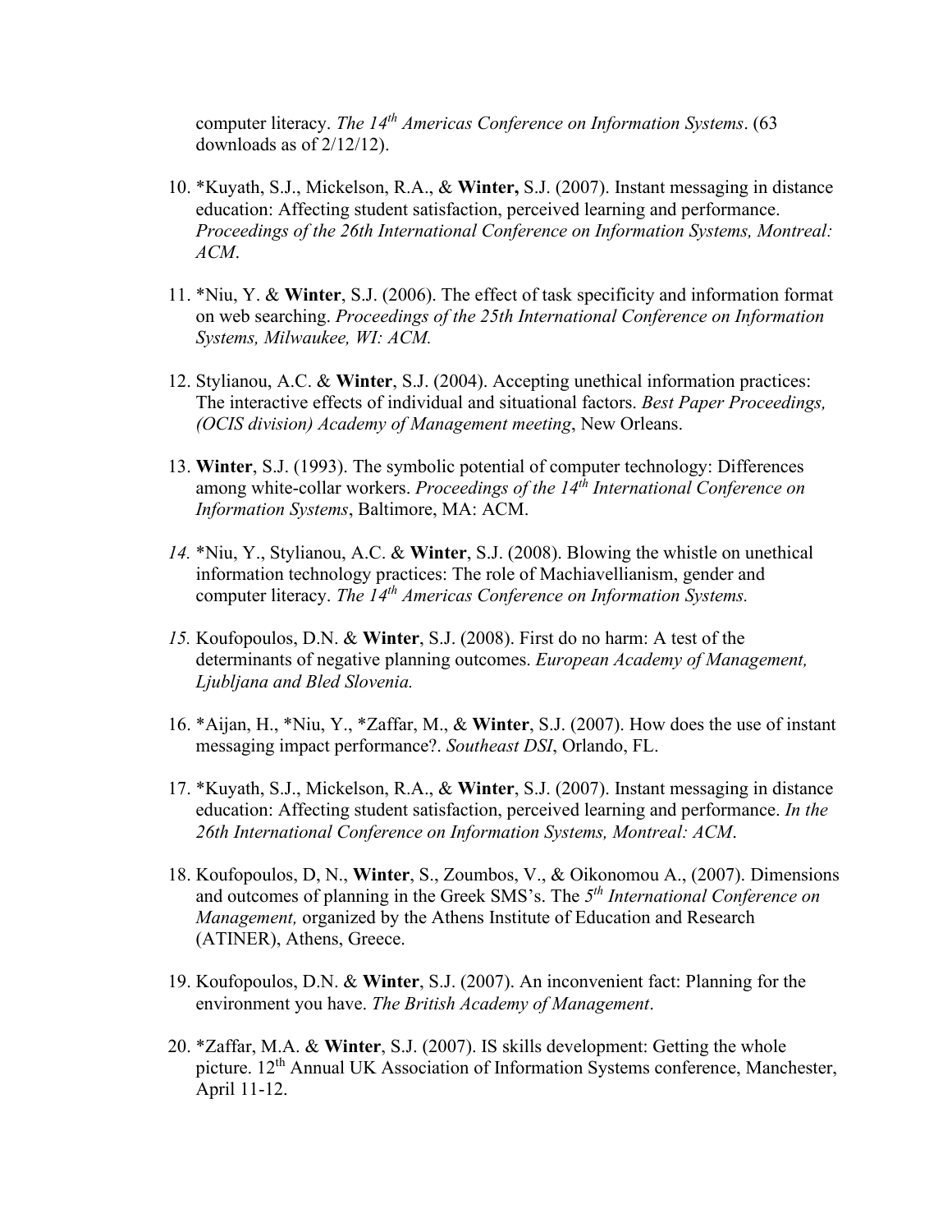computer literacy. *The 14th Americas Conference on Information Systems*. (63 downloads as of 2/12/12).

10. *Kuyath, S.J., Mickelson, R.A., & **Winter,** S.J. (2007). Instant messaging in distance education: Affecting student satisfaction, perceived learning and performance. *Proceedings of the 26th International Conference on Information Systems, Montreal: ACM*.

11. *Niu, Y. & **Winter**, S.J. (2006). The effect of task specificity and information format on web searching. *Proceedings of the 25th International Conference on Information Systems, Milwaukee, WI: ACM.*

12. Stylianou, A.C. & **Winter**, S.J. (2004). Accepting unethical information practices: The interactive effects of individual and situational factors. *Best Paper Proceedings, (OCIS division) Academy of Management meeting*, New Orleans.

13. **Winter**, S.J. (1993). The symbolic potential of computer technology: Differences among white-collar workers. *Proceedings of the 14th International Conference on Information Systems*, Baltimore, MA: ACM.

14. *Niu, Y., Stylianou, A.C. & **Winter**, S.J. (2008). Blowing the whistle on unethical information technology practices: The role of Machiavellianism, gender and computer literacy. *The 14th Americas Conference on Information Systems.*

15. Koufopoulos, D.N. & **Winter**, S.J. (2008). First do no harm: A test of the determinants of negative planning outcomes. *European Academy of Management, Ljubljana and Bled Slovenia.*

16. *Aijan, H., *Niu, Y., *Zaffar, M., & **Winter**, S.J. (2007). How does the use of instant messaging impact performance?. *Southeast DSI*, Orlando, FL.

17. *Kuyath, S.J., Mickelson, R.A., & **Winter**, S.J. (2007). Instant messaging in distance education: Affecting student satisfaction, perceived learning and performance. *In the 26th International Conference on Information Systems, Montreal: ACM*.

18. Koufopoulos, D, N., **Winter**, S., Zoumbos, V., & Oikonomou A., (2007). Dimensions and outcomes of planning in the Greek SMS's. The *5th International Conference on Management,* organized by the Athens Institute of Education and Research (ATINER), Athens, Greece.

19. Koufopoulos, D.N. & **Winter**, S.J. (2007). An inconvenient fact: Planning for the environment you have. *The British Academy of Management*.

20. *Zaffar, M.A. & **Winter**, S.J. (2007). IS skills development: Getting the whole picture. 12th Annual UK Association of Information Systems conference, Manchester, April 11-12.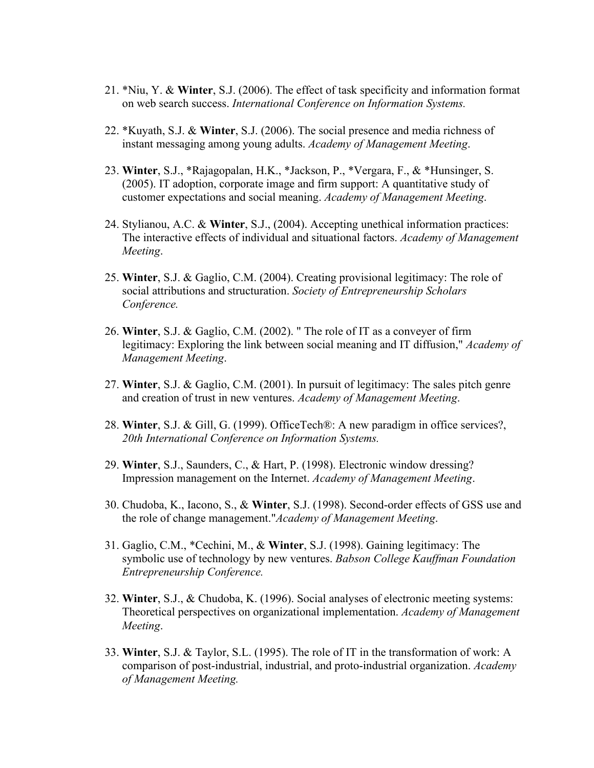21. *Niu, Y. & **Winter**, S.J. (2006). The effect of task specificity and information format on web search success. *International Conference on Information Systems.*

22. *Kuyath, S.J. & **Winter**, S.J. (2006). The social presence and media richness of instant messaging among young adults. *Academy of Management Meeting*.

23. **Winter**, S.J., *Rajagopalan, H.K., *Jackson, P., *Vergara, F., & *Hunsinger, S. (2005). IT adoption, corporate image and firm support: A quantitative study of customer expectations and social meaning. *Academy of Management Meeting*.

24. Stylianou, A.C. & **Winter**, S.J., (2004). Accepting unethical information practices: The interactive effects of individual and situational factors. *Academy of Management Meeting*.

25. **Winter**, S.J. & Gaglio, C.M. (2004). Creating provisional legitimacy: The role of social attributions and structuration. *Society of Entrepreneurship Scholars Conference.*

26. **Winter**, S.J. & Gaglio, C.M. (2002). " The role of IT as a conveyer of firm legitimacy: Exploring the link between social meaning and IT diffusion," *Academy of Management Meeting*.

27. **Winter**, S.J. & Gaglio, C.M. (2001). In pursuit of legitimacy: The sales pitch genre and creation of trust in new ventures. *Academy of Management Meeting*.

28. **Winter**, S.J. & Gill, G. (1999). OfficeTech®: A new paradigm in office services?, *20th International Conference on Information Systems.*

29. **Winter**, S.J., Saunders, C., & Hart, P. (1998). Electronic window dressing? Impression management on the Internet. *Academy of Management Meeting*.

30. Chudoba, K., Iacono, S., & **Winter**, S.J. (1998). Second-order effects of GSS use and the role of change management."*Academy of Management Meeting*.

31. Gaglio, C.M., *Cechini, M., & **Winter**, S.J. (1998). Gaining legitimacy: The symbolic use of technology by new ventures. *Babson College Kauffman Foundation Entrepreneurship Conference.*

32. **Winter**, S.J., & Chudoba, K. (1996). Social analyses of electronic meeting systems: Theoretical perspectives on organizational implementation. *Academy of Management Meeting*.

33. **Winter**, S.J. & Taylor, S.L. (1995). The role of IT in the transformation of work: A comparison of post-industrial, industrial, and proto-industrial organization. *Academy of Management Meeting.*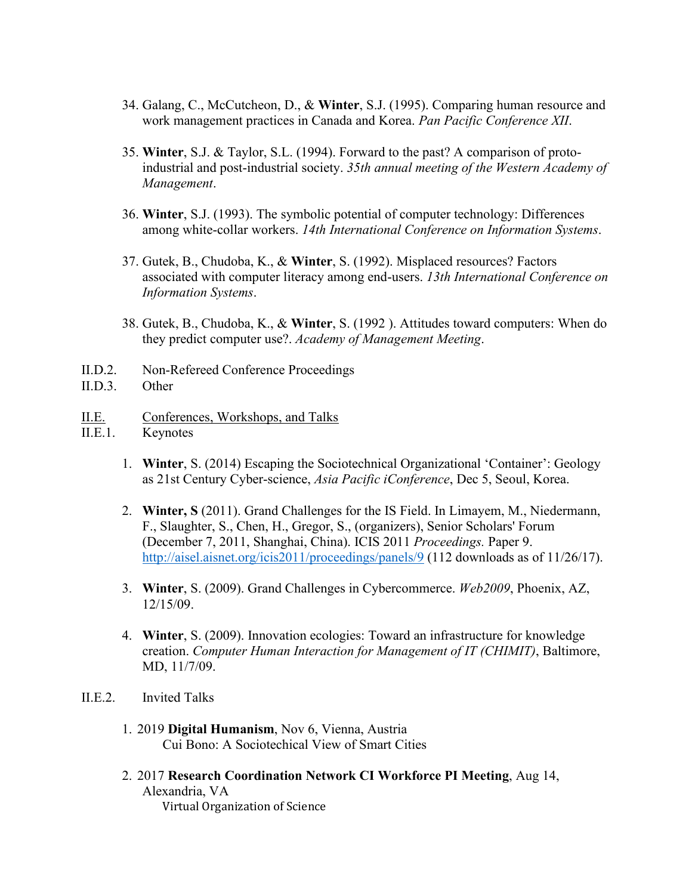34. Galang, C., McCutcheon, D., & **Winter**, S.J. (1995). Comparing human resource and work management practices in Canada and Korea. *Pan Pacific Conference XII*.

35. **Winter**, S.J. & Taylor, S.L. (1994). Forward to the past? A comparison of proto-industrial and post-industrial society. *35th annual meeting of the Western Academy of Management*.

36. **Winter**, S.J. (1993). The symbolic potential of computer technology: Differences among white-collar workers. *14th International Conference on Information Systems*.

37. Gutek, B., Chudoba, K., & **Winter**, S. (1992). Misplaced resources? Factors associated with computer literacy among end-users. *13th International Conference on Information Systems*.

38. Gutek, B., Chudoba, K., & **Winter**, S. (1992 ). Attitudes toward computers: When do they predict computer use?. *Academy of Management Meeting*.

II.D.2. Non-Refereed Conference Proceedings

II.D.3. Other

II.E. Conferences, Workshops, and Talks

II.E.1. Keynotes

1. **Winter**, S. (2014) Escaping the Sociotechnical Organizational 'Container': Geology as 21st Century Cyber-science, *Asia Pacific iConference*, Dec 5, Seoul, Korea.

2. **Winter, S** (2011). Grand Challenges for the IS Field. In Limayem, M., Niedermann, F., Slaughter, S., Chen, H., Gregor, S., (organizers), Senior Scholars' Forum (December 7, 2011, Shanghai, China). ICIS 2011 *Proceedings.* Paper 9. http://aisel.aisnet.org/icis2011/proceedings/panels/9 (112 downloads as of 11/26/17).

3. **Winter**, S. (2009). Grand Challenges in Cybercommerce. *Web2009*, Phoenix, AZ, 12/15/09.

4. **Winter**, S. (2009). Innovation ecologies: Toward an infrastructure for knowledge creation. *Computer Human Interaction for Management of IT (CHIMIT)*, Baltimore, MD, 11/7/09.

II.E.2. Invited Talks

1. 2019 **Digital Humanism**, Nov 6, Vienna, Austria
   Cui Bono: A Sociotechical View of Smart Cities

2. 2017 **Research Coordination Network CI Workforce PI Meeting**, Aug 14, Alexandria, VA
   Virtual Organization of Science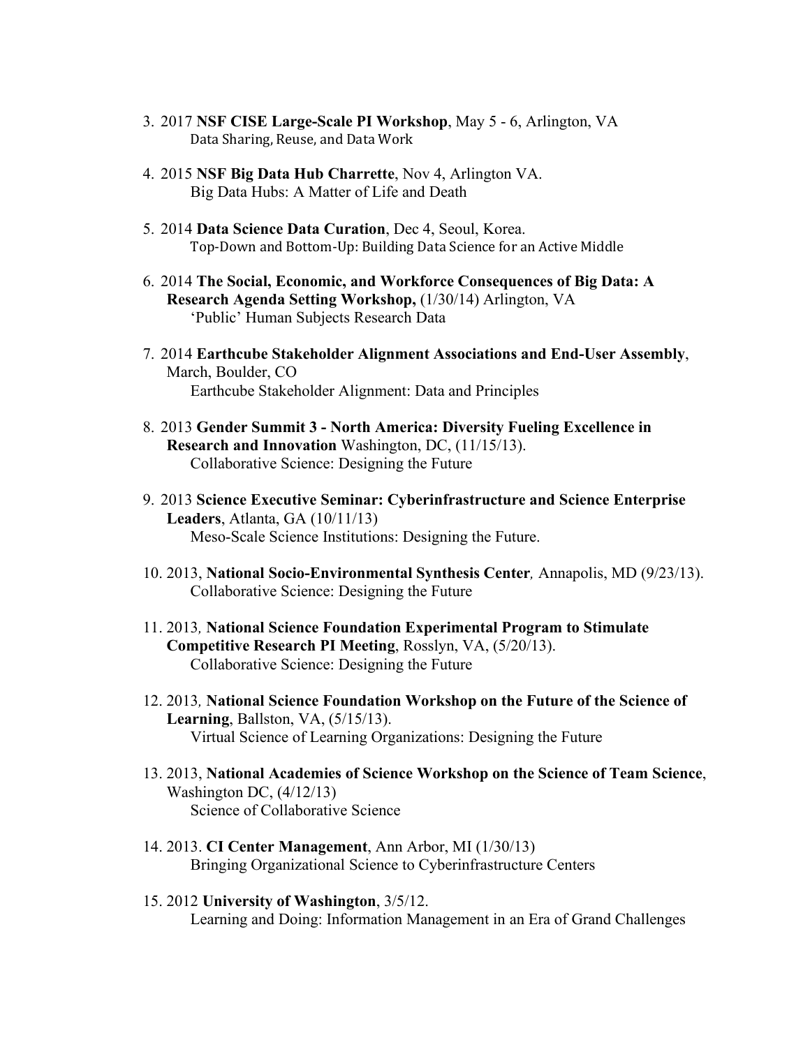3. 2017 **NSF CISE Large-Scale PI Workshop**, May 5 - 6, Arlington, VA
   Data Sharing, Reuse, and Data Work

4. 2015 **NSF Big Data Hub Charrette**, Nov 4, Arlington VA.
   Big Data Hubs: A Matter of Life and Death

5. 2014 **Data Science Data Curation**, Dec 4, Seoul, Korea.
   Top-Down and Bottom-Up: Building Data Science for an Active Middle

6. 2014 **The Social, Economic, and Workforce Consequences of Big Data: A Research Agenda Setting Workshop,** (1/30/14) Arlington, VA
   'Public' Human Subjects Research Data

7. 2014 **Earthcube Stakeholder Alignment Associations and End-User Assembly**, March, Boulder, CO
   Earthcube Stakeholder Alignment: Data and Principles

8. 2013 **Gender Summit 3 - North America: Diversity Fueling Excellence in Research and Innovation** Washington, DC, (11/15/13).
   Collaborative Science: Designing the Future

9. 2013 **Science Executive Seminar: Cyberinfrastructure and Science Enterprise Leaders**, Atlanta, GA (10/11/13)
   Meso-Scale Science Institutions: Designing the Future.

10. 2013, **National Socio-Environmental Synthesis Center***,* Annapolis, MD (9/23/13).
    Collaborative Science: Designing the Future

11. 2013*,* **National Science Foundation Experimental Program to Stimulate Competitive Research PI Meeting**, Rosslyn, VA, (5/20/13).
    Collaborative Science: Designing the Future

12. 2013*,* **National Science Foundation Workshop on the Future of the Science of Learning**, Ballston, VA, (5/15/13).
    Virtual Science of Learning Organizations: Designing the Future

13. 2013, **National Academies of Science Workshop on the Science of Team Science**, Washington DC, (4/12/13)
    Science of Collaborative Science

14. 2013. **CI Center Management**, Ann Arbor, MI (1/30/13)
    Bringing Organizational Science to Cyberinfrastructure Centers

15. 2012 **University of Washington**, 3/5/12.
    Learning and Doing: Information Management in an Era of Grand Challenges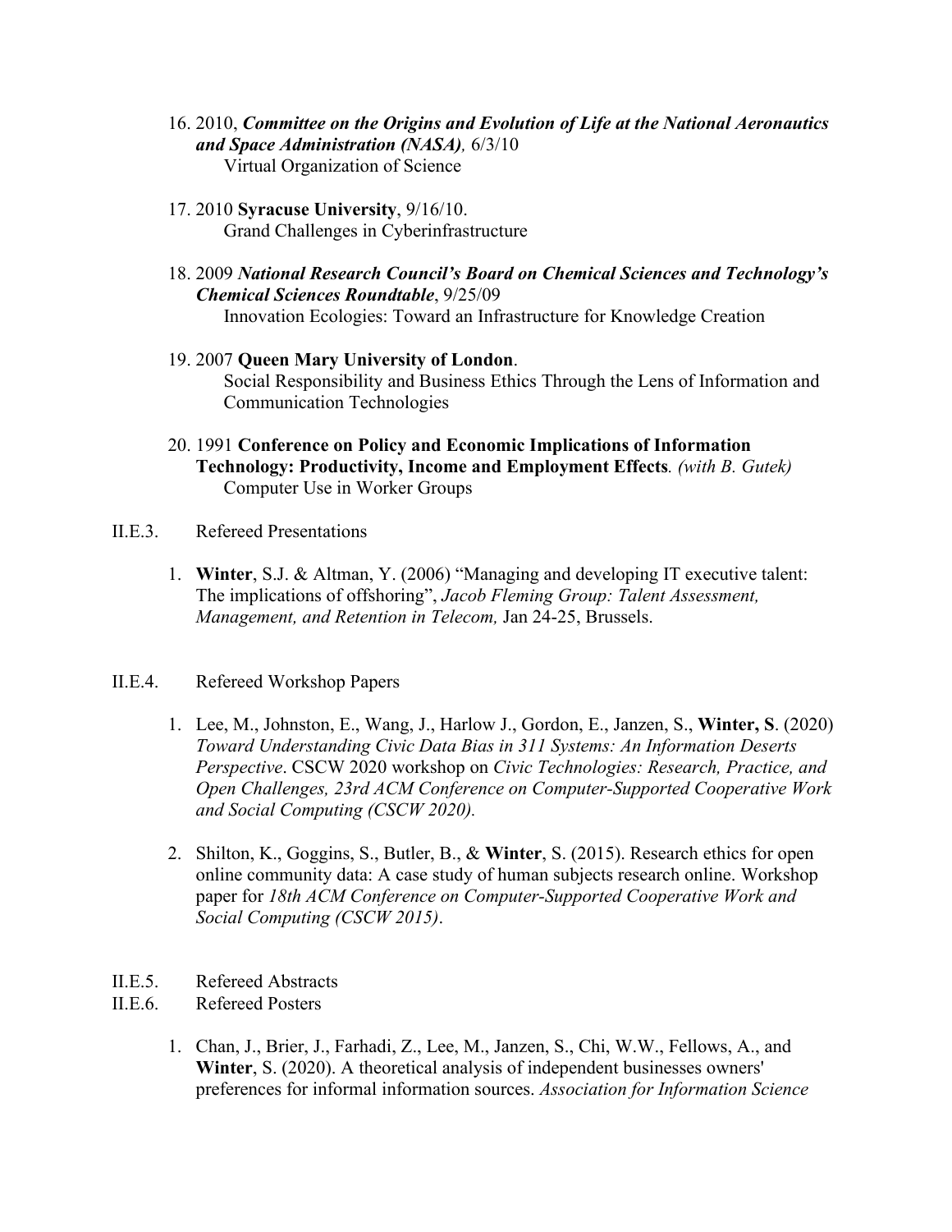16. 2010, ***Committee on the Origins and Evolution of Life at the National Aeronautics and Space Administration (NASA)**,* 6/3/10
    Virtual Organization of Science

17. 2010 **Syracuse University**, 9/16/10.
    Grand Challenges in Cyberinfrastructure

18. 2009 ***National Research Council's Board on Chemical Sciences and Technology's Chemical Sciences Roundtable***, 9/25/09
    Innovation Ecologies: Toward an Infrastructure for Knowledge Creation

19. 2007 **Queen Mary University of London**.
    Social Responsibility and Business Ethics Through the Lens of Information and Communication Technologies

20. 1991 **Conference on Policy and Economic Implications of Information Technology: Productivity, Income and Employment Effects***. (with B. Gutek)*
    Computer Use in Worker Groups

II.E.3. Refereed Presentations

1. **Winter**, S.J. & Altman, Y. (2006) "Managing and developing IT executive talent: The implications of offshoring", *Jacob Fleming Group: Talent Assessment, Management, and Retention in Telecom,* Jan 24-25, Brussels.

II.E.4. Refereed Workshop Papers

1. Lee, M., Johnston, E., Wang, J., Harlow J., Gordon, E., Janzen, S., **Winter, S**. (2020) *Toward Understanding Civic Data Bias in 311 Systems: An Information Deserts Perspective*. CSCW 2020 workshop on *Civic Technologies: Research, Practice, and Open Challenges, 23rd ACM Conference on Computer-Supported Cooperative Work and Social Computing (CSCW 2020).*

2. Shilton, K., Goggins, S., Butler, B., & **Winter**, S. (2015). Research ethics for open online community data: A case study of human subjects research online. Workshop paper for *18th ACM Conference on Computer-Supported Cooperative Work and Social Computing (CSCW 2015)*.

II.E.5. Refereed Abstracts

II.E.6. Refereed Posters

1. Chan, J., Brier, J., Farhadi, Z., Lee, M., Janzen, S., Chi, W.W., Fellows, A., and **Winter**, S. (2020). A theoretical analysis of independent businesses owners' preferences for informal information sources. *Association for Information Science*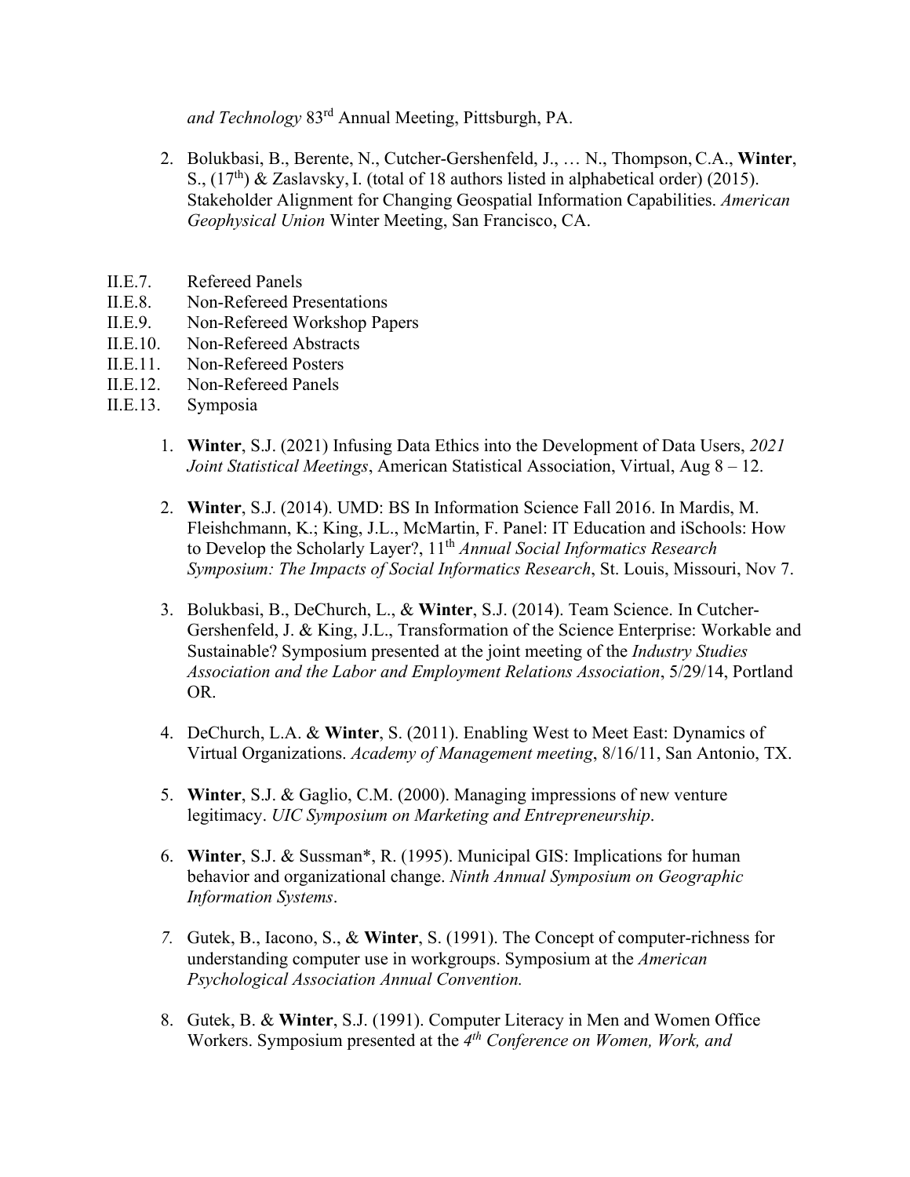*and Technology* 83rd Annual Meeting, Pittsburgh, PA.

2. Bolukbasi, B., Berente, N., Cutcher-Gershenfeld, J., … N., Thompson, C.A., **Winter**, S., (17th) & Zaslavsky, I. (total of 18 authors listed in alphabetical order) (2015). Stakeholder Alignment for Changing Geospatial Information Capabilities. *American Geophysical Union* Winter Meeting, San Francisco, CA.

II.E.7. Refereed Panels

II.E.8. Non-Refereed Presentations

II.E.9. Non-Refereed Workshop Papers

II.E.10. Non-Refereed Abstracts

II.E.11. Non-Refereed Posters

II.E.12. Non-Refereed Panels

II.E.13. Symposia

1. **Winter**, S.J. (2021) Infusing Data Ethics into the Development of Data Users, *2021 Joint Statistical Meetings*, American Statistical Association, Virtual, Aug 8 – 12.

2. **Winter**, S.J. (2014). UMD: BS In Information Science Fall 2016. In Mardis, M. Fleishchmann, K.; King, J.L., McMartin, F. Panel: IT Education and iSchools: How to Develop the Scholarly Layer?, 11th *Annual Social Informatics Research Symposium: The Impacts of Social Informatics Research*, St. Louis, Missouri, Nov 7.

3. Bolukbasi, B., DeChurch, L., & **Winter**, S.J. (2014). Team Science. In Cutcher-Gershenfeld, J. & King, J.L., Transformation of the Science Enterprise: Workable and Sustainable? Symposium presented at the joint meeting of the *Industry Studies Association and the Labor and Employment Relations Association*, 5/29/14, Portland OR.

4. DeChurch, L.A. & **Winter**, S. (2011). Enabling West to Meet East: Dynamics of Virtual Organizations. *Academy of Management meeting*, 8/16/11, San Antonio, TX.

5. **Winter**, S.J. & Gaglio, C.M. (2000). Managing impressions of new venture legitimacy. *UIC Symposium on Marketing and Entrepreneurship*.

6. **Winter**, S.J. & Sussman*, R. (1995). Municipal GIS: Implications for human behavior and organizational change. *Ninth Annual Symposium on Geographic Information Systems*.

7. Gutek, B., Iacono, S., & **Winter**, S. (1991). The Concept of computer-richness for understanding computer use in workgroups. Symposium at the *American Psychological Association Annual Convention.*

8. Gutek, B. & **Winter**, S.J. (1991). Computer Literacy in Men and Women Office Workers. Symposium presented at the *4th Conference on Women, Work, and*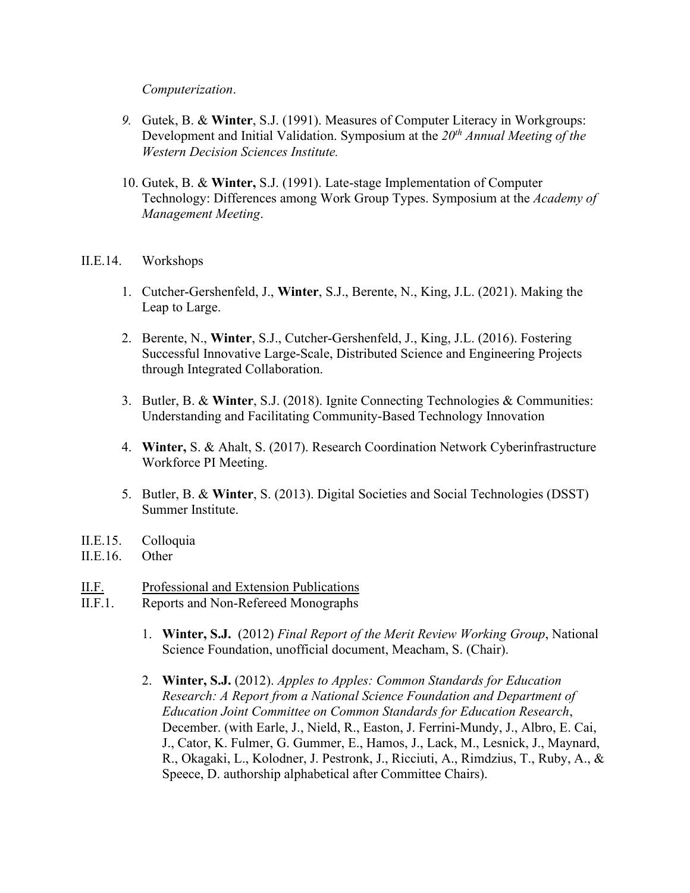*Computerization*.

9. Gutek, B. & **Winter**, S.J. (1991). Measures of Computer Literacy in Workgroups: Development and Initial Validation. Symposium at the *20th Annual Meeting of the Western Decision Sciences Institute.*

10. Gutek, B. & **Winter,** S.J. (1991). Late-stage Implementation of Computer Technology: Differences among Work Group Types. Symposium at the *Academy of Management Meeting*.

II.E.14. Workshops

1. Cutcher-Gershenfeld, J., **Winter**, S.J., Berente, N., King, J.L. (2021). Making the Leap to Large.
2. Berente, N., **Winter**, S.J., Cutcher-Gershenfeld, J., King, J.L. (2016). Fostering Successful Innovative Large-Scale, Distributed Science and Engineering Projects through Integrated Collaboration.
3. Butler, B. & **Winter**, S.J. (2018). Ignite Connecting Technologies & Communities: Understanding and Facilitating Community-Based Technology Innovation
4. **Winter,** S. & Ahalt, S. (2017). Research Coordination Network Cyberinfrastructure Workforce PI Meeting.
5. Butler, B. & **Winter**, S. (2013). Digital Societies and Social Technologies (DSST) Summer Institute.

II.E.15. Colloquia

II.E.16. Other

II.F. Professional and Extension Publications

II.F.1. Reports and Non-Refereed Monographs

1. **Winter, S.J.** (2012) *Final Report of the Merit Review Working Group*, National Science Foundation, unofficial document, Meacham, S. (Chair).
2. **Winter, S.J.** (2012). *Apples to Apples: Common Standards for Education Research: A Report from a National Science Foundation and Department of Education Joint Committee on Common Standards for Education Research*, December. (with Earle, J., Nield, R., Easton, J. Ferrini-Mundy, J., Albro, E. Cai, J., Cator, K. Fulmer, G. Gummer, E., Hamos, J., Lack, M., Lesnick, J., Maynard, R., Okagaki, L., Kolodner, J. Pestronk, J., Ricciuti, A., Rimdzius, T., Ruby, A., & Speece, D. authorship alphabetical after Committee Chairs).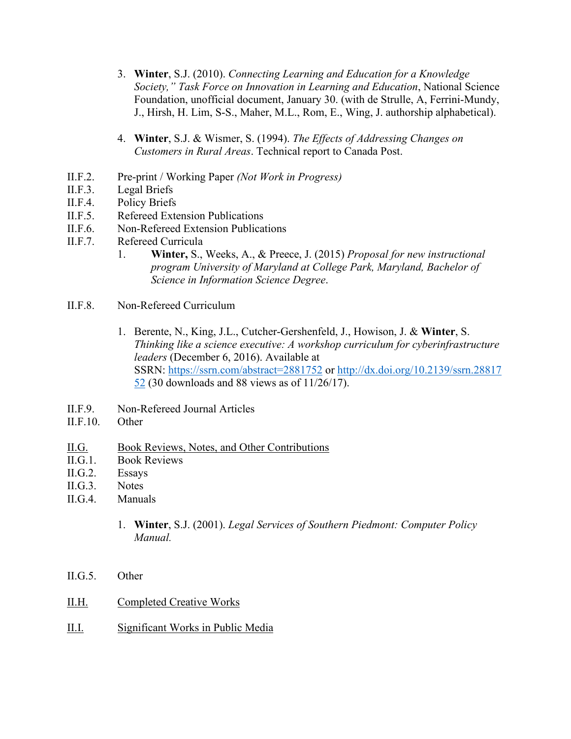3. **Winter**, S.J. (2010). *Connecting Learning and Education for a Knowledge Society," Task Force on Innovation in Learning and Education*, National Science Foundation, unofficial document, January 30. (with de Strulle, A, Ferrini-Mundy, J., Hirsh, H. Lim, S-S., Maher, M.L., Rom, E., Wing, J. authorship alphabetical).

4. **Winter**, S.J. & Wismer, S. (1994). *The Effects of Addressing Changes on Customers in Rural Areas*. Technical report to Canada Post.

II.F.2. Pre-print / Working Paper *(Not Work in Progress)*

II.F.3. Legal Briefs

II.F.4. Policy Briefs

II.F.5. Refereed Extension Publications

II.F.6. Non-Refereed Extension Publications

II.F.7. Refereed Curricula

1. **Winter,** S., Weeks, A., & Preece, J. (2015) *Proposal for new instructional program University of Maryland at College Park, Maryland, Bachelor of Science in Information Science Degree*.

II.F.8. Non-Refereed Curriculum

1. Berente, N., King, J.L., Cutcher-Gershenfeld, J., Howison, J. & **Winter**, S. *Thinking like a science executive: A workshop curriculum for cyberinfrastructure leaders* (December 6, 2016). Available at SSRN: https://ssrn.com/abstract=2881752 or http://dx.doi.org/10.2139/ssrn.2881752 (30 downloads and 88 views as of 11/26/17).

II.F.9. Non-Refereed Journal Articles

II.F.10. Other

II.G. Book Reviews, Notes, and Other Contributions

II.G.1. Book Reviews

II.G.2. Essays

II.G.3. Notes

II.G.4. Manuals

1. **Winter**, S.J. (2001). *Legal Services of Southern Piedmont: Computer Policy Manual.*

II.G.5. Other

II.H. Completed Creative Works

II.I. Significant Works in Public Media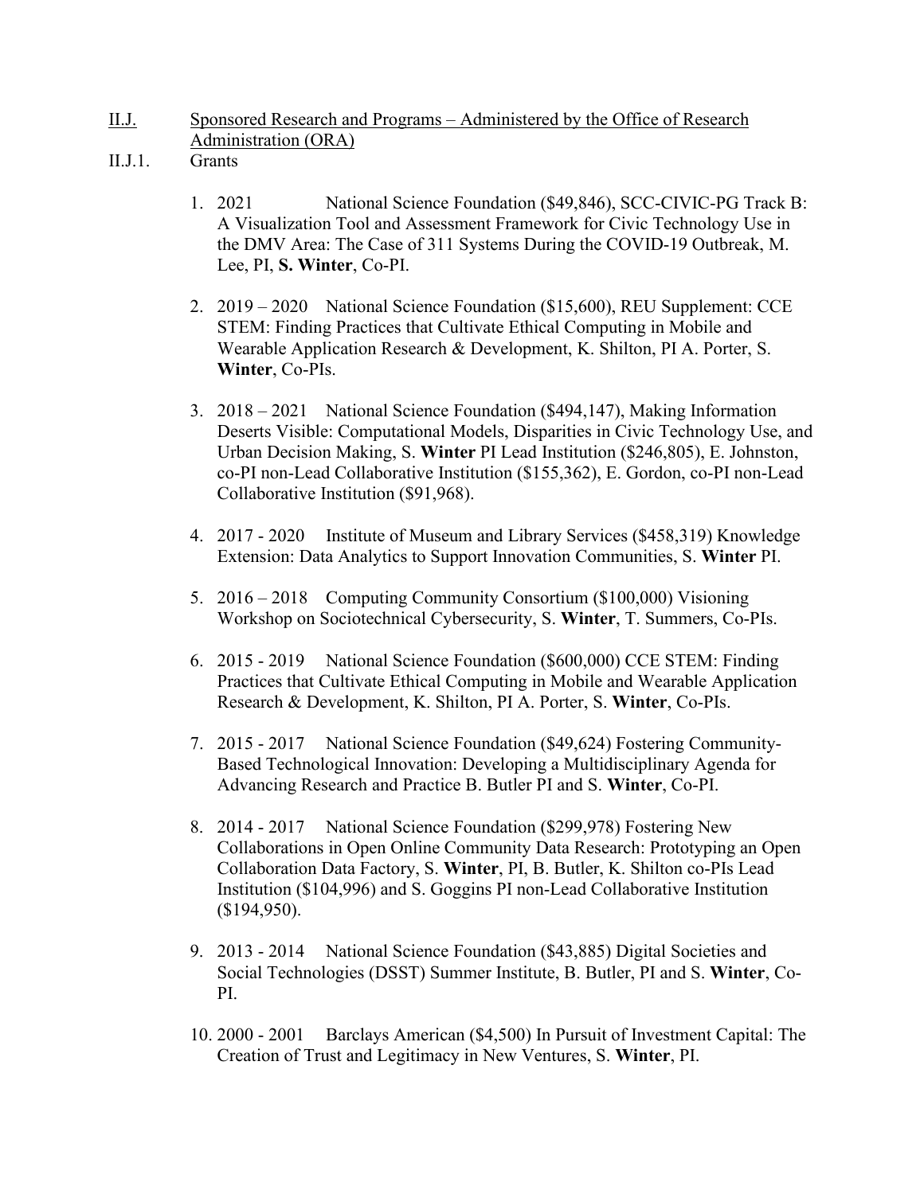## II.J. Sponsored Research and Programs – Administered by the Office of Research Administration (ORA)

### II.J.1. Grants

1. 2021 National Science Foundation ($49,846), SCC-CIVIC-PG Track B: A Visualization Tool and Assessment Framework for Civic Technology Use in the DMV Area: The Case of 311 Systems During the COVID-19 Outbreak, M. Lee, PI, **S. Winter**, Co-PI.

2. 2019 – 2020 National Science Foundation ($15,600), REU Supplement: CCE STEM: Finding Practices that Cultivate Ethical Computing in Mobile and Wearable Application Research & Development, K. Shilton, PI A. Porter, S. **Winter**, Co-PIs.

3. 2018 – 2021 National Science Foundation ($494,147), Making Information Deserts Visible: Computational Models, Disparities in Civic Technology Use, and Urban Decision Making, S. **Winter** PI Lead Institution ($246,805), E. Johnston, co-PI non-Lead Collaborative Institution ($155,362), E. Gordon, co-PI non-Lead Collaborative Institution ($91,968).

4. 2017 - 2020 Institute of Museum and Library Services ($458,319) Knowledge Extension: Data Analytics to Support Innovation Communities, S. **Winter** PI.

5. 2016 – 2018 Computing Community Consortium ($100,000) Visioning Workshop on Sociotechnical Cybersecurity, S. **Winter**, T. Summers, Co-PIs.

6. 2015 - 2019 National Science Foundation ($600,000) CCE STEM: Finding Practices that Cultivate Ethical Computing in Mobile and Wearable Application Research & Development, K. Shilton, PI A. Porter, S. **Winter**, Co-PIs.

7. 2015 - 2017 National Science Foundation ($49,624) Fostering Community-Based Technological Innovation: Developing a Multidisciplinary Agenda for Advancing Research and Practice B. Butler PI and S. **Winter**, Co-PI.

8. 2014 - 2017 National Science Foundation ($299,978) Fostering New Collaborations in Open Online Community Data Research: Prototyping an Open Collaboration Data Factory, S. **Winter**, PI, B. Butler, K. Shilton co-PIs Lead Institution ($104,996) and S. Goggins PI non-Lead Collaborative Institution ($194,950).

9. 2013 - 2014 National Science Foundation ($43,885) Digital Societies and Social Technologies (DSST) Summer Institute, B. Butler, PI and S. **Winter**, Co-PI.

10. 2000 - 2001 Barclays American ($4,500) In Pursuit of Investment Capital: The Creation of Trust and Legitimacy in New Ventures, S. **Winter**, PI.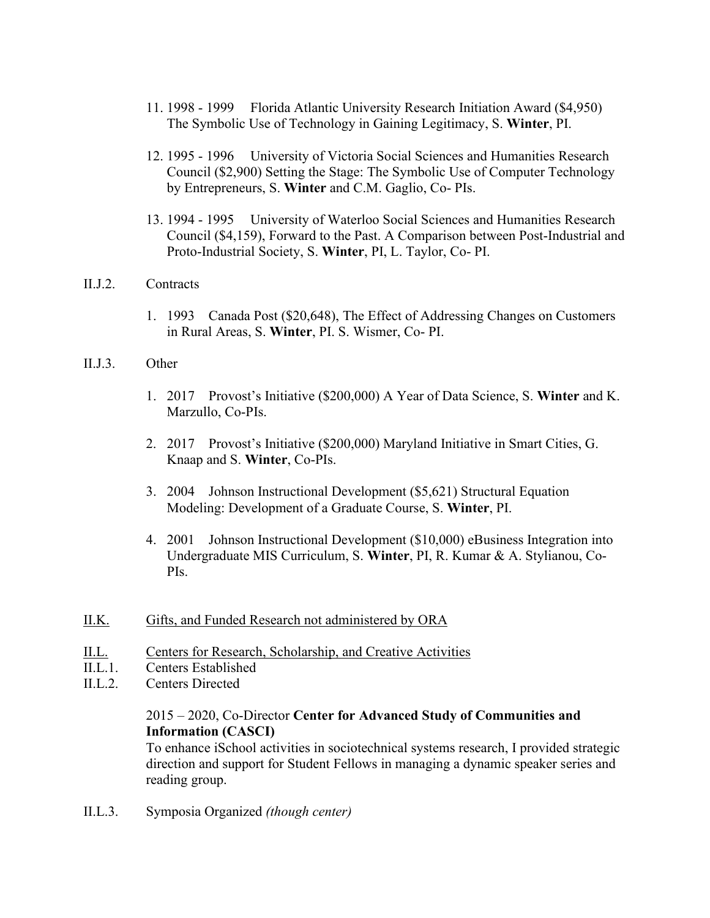11. 1998 - 1999 Florida Atlantic University Research Initiation Award ($4,950) The Symbolic Use of Technology in Gaining Legitimacy, S. **Winter**, PI.

12. 1995 - 1996 University of Victoria Social Sciences and Humanities Research Council ($2,900) Setting the Stage: The Symbolic Use of Computer Technology by Entrepreneurs, S. **Winter** and C.M. Gaglio, Co- PIs.

13. 1994 - 1995 University of Waterloo Social Sciences and Humanities Research Council ($4,159), Forward to the Past. A Comparison between Post-Industrial and Proto-Industrial Society, S. **Winter**, PI, L. Taylor, Co- PI.

II.J.2. Contracts

1. 1993 Canada Post ($20,648), The Effect of Addressing Changes on Customers in Rural Areas, S. **Winter**, PI. S. Wismer, Co- PI.

II.J.3. Other

1. 2017 Provost's Initiative ($200,000) A Year of Data Science, S. **Winter** and K. Marzullo, Co-PIs.

2. 2017 Provost's Initiative ($200,000) Maryland Initiative in Smart Cities, G. Knaap and S. **Winter**, Co-PIs.

3. 2004 Johnson Instructional Development ($5,621) Structural Equation Modeling: Development of a Graduate Course, S. **Winter**, PI.

4. 2001 Johnson Instructional Development ($10,000) eBusiness Integration into Undergraduate MIS Curriculum, S. **Winter**, PI, R. Kumar & A. Stylianou, Co-PIs.

II.K. Gifts, and Funded Research not administered by ORA

II.L. Centers for Research, Scholarship, and Creative Activities

II.L.1. Centers Established

II.L.2. Centers Directed

2015 – 2020, Co-Director **Center for Advanced Study of Communities and Information (CASCI)**
To enhance iSchool activities in sociotechnical systems research, I provided strategic direction and support for Student Fellows in managing a dynamic speaker series and reading group.

II.L.3. Symposia Organized *(though center)*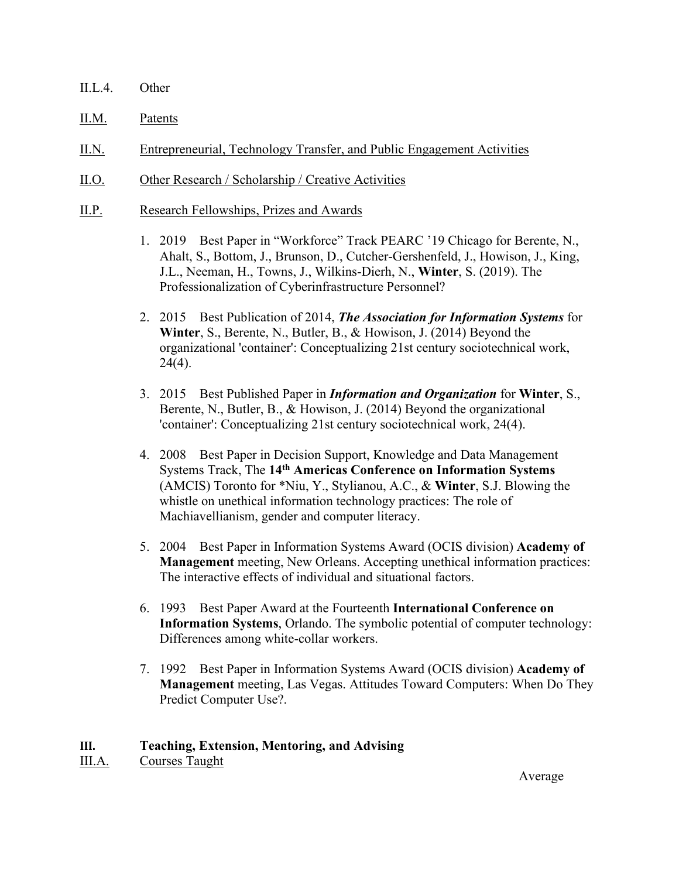II.L.4. Other

II.M. Patents

II.N. Entrepreneurial, Technology Transfer, and Public Engagement Activities

II.O. Other Research / Scholarship / Creative Activities

II.P. Research Fellowships, Prizes and Awards

1. 2019 Best Paper in "Workforce" Track PEARC '19 Chicago for Berente, N., Ahalt, S., Bottom, J., Brunson, D., Cutcher-Gershenfeld, J., Howison, J., King, J.L., Neeman, H., Towns, J., Wilkins-Dierh, N., **Winter**, S. (2019). The Professionalization of Cyberinfrastructure Personnel?

2. 2015 Best Publication of 2014, ***The Association for Information Systems*** for **Winter**, S., Berente, N., Butler, B., & Howison, J. (2014) Beyond the organizational 'container': Conceptualizing 21st century sociotechnical work, 24(4).

3. 2015 Best Published Paper in ***Information and Organization*** for **Winter**, S., Berente, N., Butler, B., & Howison, J. (2014) Beyond the organizational 'container': Conceptualizing 21st century sociotechnical work, 24(4).

4. 2008 Best Paper in Decision Support, Knowledge and Data Management Systems Track, The **14th Americas Conference on Information Systems** (AMCIS) Toronto for *Niu, Y., Stylianou, A.C., & **Winter**, S.J. Blowing the whistle on unethical information technology practices: The role of Machiavellianism, gender and computer literacy.

5. 2004 Best Paper in Information Systems Award (OCIS division) **Academy of Management** meeting, New Orleans. Accepting unethical information practices: The interactive effects of individual and situational factors.

6. 1993 Best Paper Award at the Fourteenth **International Conference on Information Systems**, Orlando. The symbolic potential of computer technology: Differences among white-collar workers.

7. 1992 Best Paper in Information Systems Award (OCIS division) **Academy of Management** meeting, Las Vegas. Attitudes Toward Computers: When Do They Predict Computer Use?.

## III. Teaching, Extension, Mentoring, and Advising

III.A. Courses Taught

Average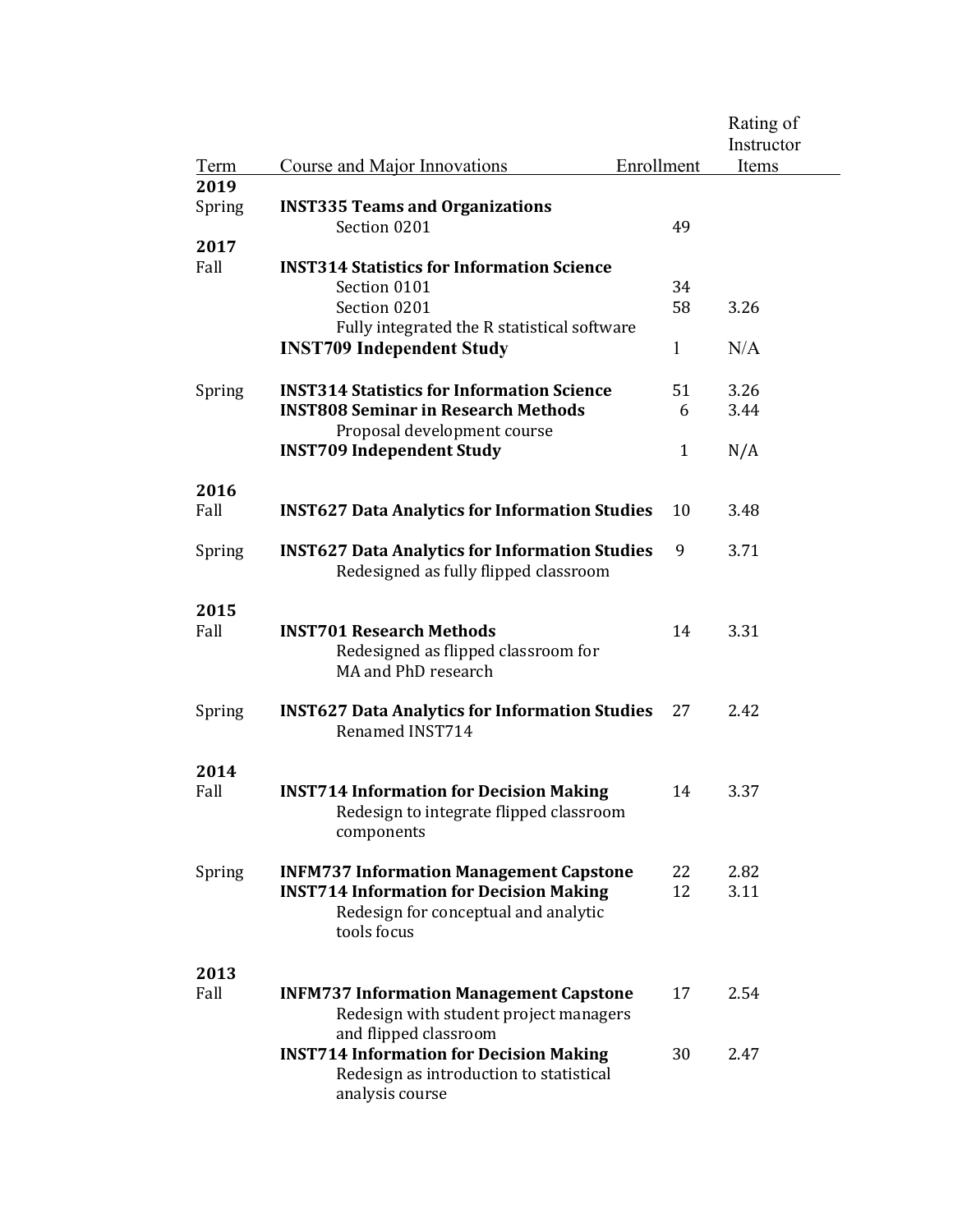| Term | Course and Major Innovations | Enrollment | Rating of Instructor Items |
|---|---|---|---|
| **2019** | | | |
| Spring | **INST335 Teams and Organizations** | | |
| | Section 0201 | 49 | |
| **2017** | | | |
| Fall | **INST314 Statistics for Information Science** | | |
| | Section 0101 | 34 | |
| | Section 0201 | 58 | 3.26 |
| | Fully integrated the R statistical software | | |
| | **INST709 Independent Study** | 1 | N/A |
| Spring | **INST314 Statistics for Information Science** | 51 | 3.26 |
| | **INST808 Seminar in Research Methods** | 6 | 3.44 |
| | Proposal development course | | |
| | **INST709 Independent Study** | 1 | N/A |
| **2016** | | | |
| Fall | **INST627 Data Analytics for Information Studies** | 10 | 3.48 |
| Spring | **INST627 Data Analytics for Information Studies** | 9 | 3.71 |
| | Redesigned as fully flipped classroom | | |
| **2015** | | | |
| Fall | **INST701 Research Methods** | 14 | 3.31 |
| | Redesigned as flipped classroom for MA and PhD research | | |
| Spring | **INST627 Data Analytics for Information Studies** | 27 | 2.42 |
| | Renamed INST714 | | |
| **2014** | | | |
| Fall | **INST714 Information for Decision Making** | 14 | 3.37 |
| | Redesign to integrate flipped classroom components | | |
| Spring | **INFM737 Information Management Capstone** | 22 | 2.82 |
| | **INST714 Information for Decision Making** | 12 | 3.11 |
| | Redesign for conceptual and analytic tools focus | | |
| **2013** | | | |
| Fall | **INFM737 Information Management Capstone** | 17 | 2.54 |
| | Redesign with student project managers and flipped classroom | | |
| | **INST714 Information for Decision Making** | 30 | 2.47 |
| | Redesign as introduction to statistical analysis course | | |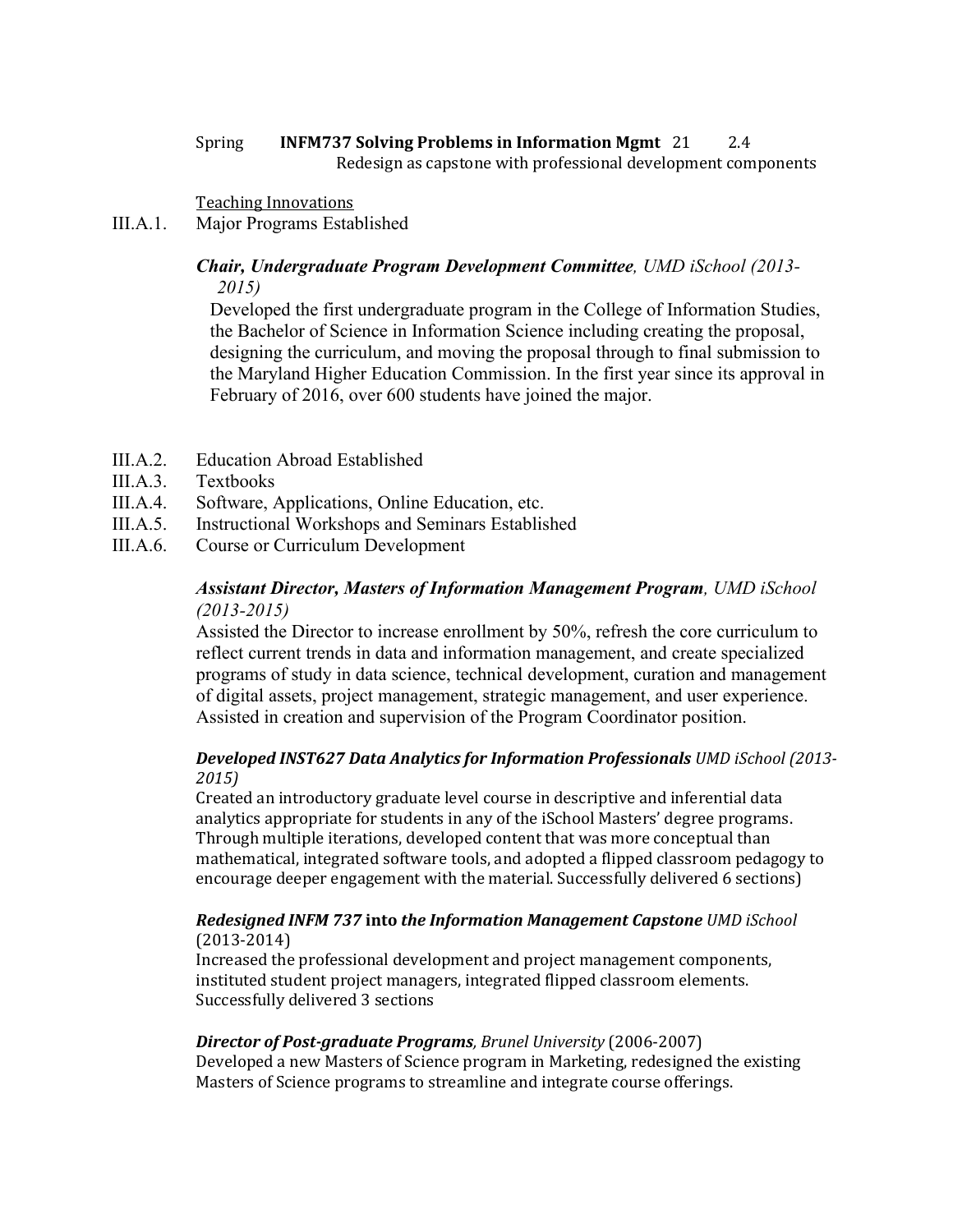Spring **INFM737 Solving Problems in Information Mgmt** 21 2.4
Redesign as capstone with professional development components

<u>Teaching Innovations</u>

III.A.1. Major Programs Established

***Chair, Undergraduate Program Development Committee****, UMD iSchool (2013-2015)*

Developed the first undergraduate program in the College of Information Studies, the Bachelor of Science in Information Science including creating the proposal, designing the curriculum, and moving the proposal through to final submission to the Maryland Higher Education Commission. In the first year since its approval in February of 2016, over 600 students have joined the major.

III.A.2. Education Abroad Established

III.A.3. Textbooks

III.A.4. Software, Applications, Online Education, etc.

III.A.5. Instructional Workshops and Seminars Established

III.A.6. Course or Curriculum Development

***Assistant Director, Masters of Information Management Program****, UMD iSchool (2013-2015)*

Assisted the Director to increase enrollment by 50%, refresh the core curriculum to reflect current trends in data and information management, and create specialized programs of study in data science, technical development, curation and management of digital assets, project management, strategic management, and user experience. Assisted in creation and supervision of the Program Coordinator position.

***Developed INST627 Data Analytics for Information Professionals*** *UMD iSchool (2013-2015)*

Created an introductory graduate level course in descriptive and inferential data analytics appropriate for students in any of the iSchool Masters' degree programs. Through multiple iterations, developed content that was more conceptual than mathematical, integrated software tools, and adopted a flipped classroom pedagogy to encourage deeper engagement with the material. Successfully delivered 6 sections)

***Redesigned INFM 737*** **into** ***the Information Management Capstone*** *UMD iSchool* (2013-2014)

Increased the professional development and project management components, instituted student project managers, integrated flipped classroom elements. Successfully delivered 3 sections

***Director of Post-graduate Programs****, Brunel University* (2006-2007)

Developed a new Masters of Science program in Marketing, redesigned the existing Masters of Science programs to streamline and integrate course offerings.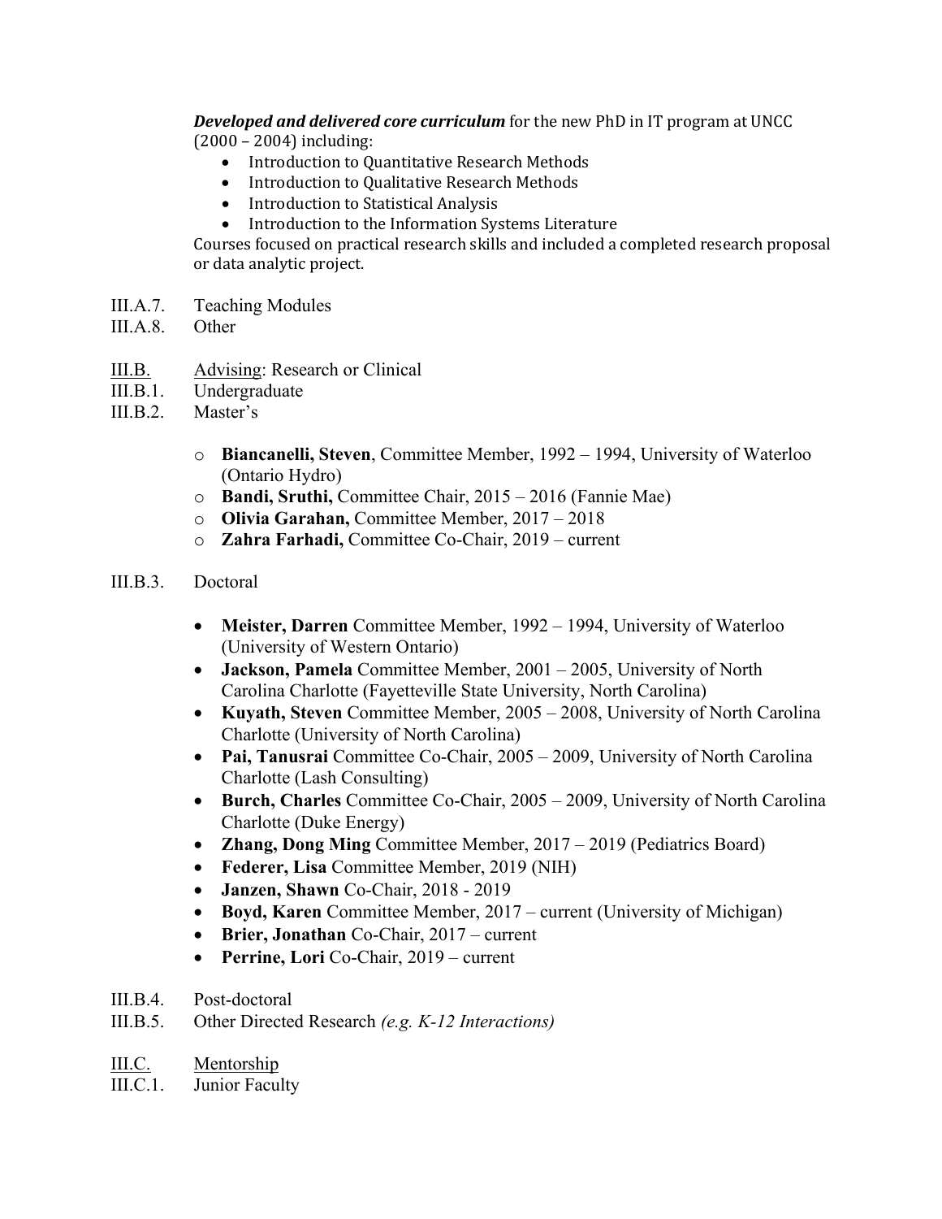***Developed and delivered core curriculum*** for the new PhD in IT program at UNCC (2000 – 2004) including:

- Introduction to Quantitative Research Methods
- Introduction to Qualitative Research Methods
- Introduction to Statistical Analysis
- Introduction to the Information Systems Literature

Courses focused on practical research skills and included a completed research proposal or data analytic project.

III.A.7. Teaching Modules

III.A.8. Other

III.B. Advising: Research or Clinical

III.B.1. Undergraduate

III.B.2. Master's

- **Biancanelli, Steven**, Committee Member, 1992 – 1994, University of Waterloo (Ontario Hydro)
- **Bandi, Sruthi,** Committee Chair, 2015 – 2016 (Fannie Mae)
- **Olivia Garahan,** Committee Member, 2017 – 2018
- **Zahra Farhadi,** Committee Co-Chair, 2019 – current

III.B.3. Doctoral

- **Meister, Darren** Committee Member, 1992 – 1994, University of Waterloo (University of Western Ontario)
- **Jackson, Pamela** Committee Member, 2001 – 2005, University of North Carolina Charlotte (Fayetteville State University, North Carolina)
- **Kuyath, Steven** Committee Member, 2005 – 2008, University of North Carolina Charlotte (University of North Carolina)
- **Pai, Tanusrai** Committee Co-Chair, 2005 – 2009, University of North Carolina Charlotte (Lash Consulting)
- **Burch, Charles** Committee Co-Chair, 2005 – 2009, University of North Carolina Charlotte (Duke Energy)
- **Zhang, Dong Ming** Committee Member, 2017 – 2019 (Pediatrics Board)
- **Federer, Lisa** Committee Member, 2019 (NIH)
- **Janzen, Shawn** Co-Chair, 2018 - 2019
- **Boyd, Karen** Committee Member, 2017 – current (University of Michigan)
- **Brier, Jonathan** Co-Chair, 2017 – current
- **Perrine, Lori** Co-Chair, 2019 – current

III.B.4. Post-doctoral

III.B.5. Other Directed Research *(e.g. K-12 Interactions)*

III.C. Mentorship

III.C.1. Junior Faculty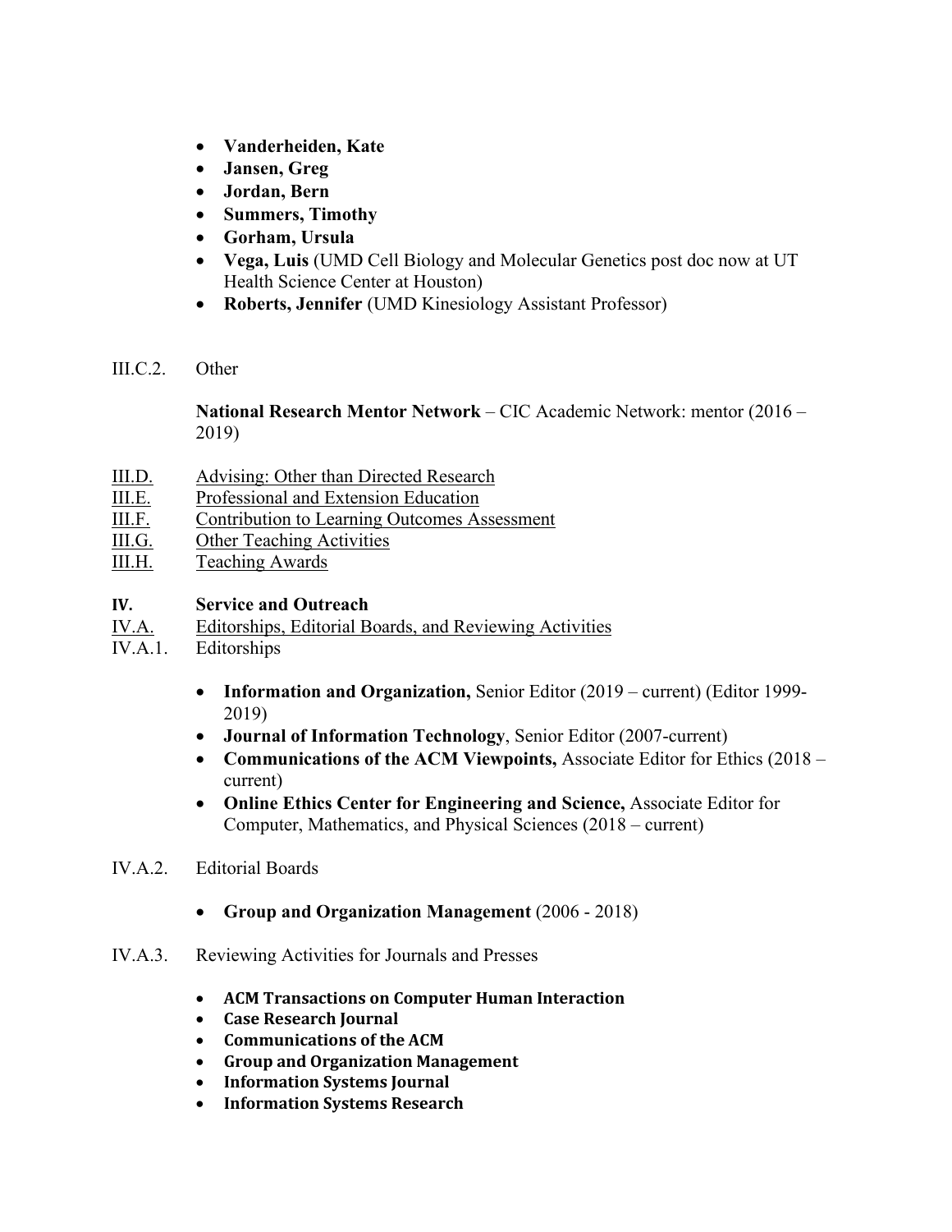- **Vanderheiden, Kate**
- **Jansen, Greg**
- **Jordan, Bern**
- **Summers, Timothy**
- **Gorham, Ursula**
- **Vega, Luis** (UMD Cell Biology and Molecular Genetics post doc now at UT Health Science Center at Houston)
- **Roberts, Jennifer** (UMD Kinesiology Assistant Professor)

III.C.2. Other

**National Research Mentor Network** – CIC Academic Network: mentor (2016 – 2019)

III.D. Advising: Other than Directed Research

III.E. Professional and Extension Education

III.F. Contribution to Learning Outcomes Assessment

III.G. Other Teaching Activities

III.H. Teaching Awards

## IV. Service and Outreach

IV.A. Editorships, Editorial Boards, and Reviewing Activities

IV.A.1. Editorships

- **Information and Organization,** Senior Editor (2019 – current) (Editor 1999-2019)
- **Journal of Information Technology**, Senior Editor (2007-current)
- **Communications of the ACM Viewpoints,** Associate Editor for Ethics (2018 – current)
- **Online Ethics Center for Engineering and Science,** Associate Editor for Computer, Mathematics, and Physical Sciences (2018 – current)

IV.A.2. Editorial Boards

- **Group and Organization Management** (2006 - 2018)

IV.A.3. Reviewing Activities for Journals and Presses

- **ACM Transactions on Computer Human Interaction**
- **Case Research Journal**
- **Communications of the ACM**
- **Group and Organization Management**
- **Information Systems Journal**
- **Information Systems Research**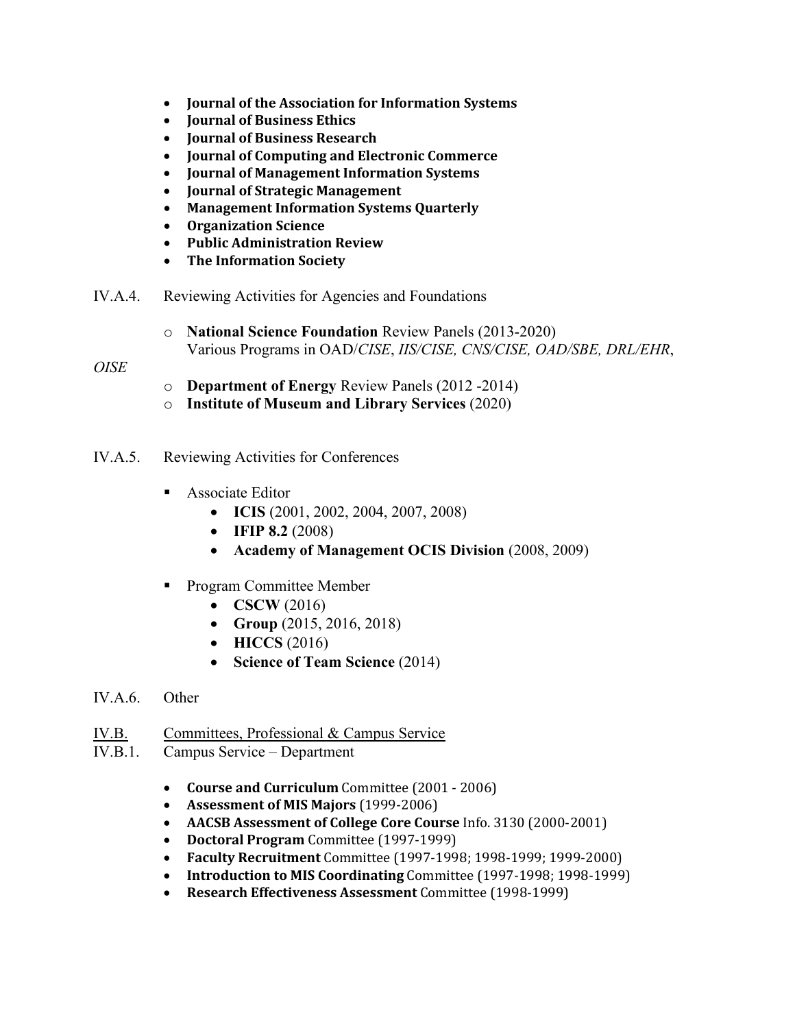- **Journal of the Association for Information Systems**
- **Journal of Business Ethics**
- **Journal of Business Research**
- **Journal of Computing and Electronic Commerce**
- **Journal of Management Information Systems**
- **Journal of Strategic Management**
- **Management Information Systems Quarterly**
- **Organization Science**
- **Public Administration Review**
- **The Information Society**

IV.A.4. Reviewing Activities for Agencies and Foundations

- **National Science Foundation** Review Panels (2013-2020)
  Various Programs in OAD/*CISE*, *IIS/CISE, CNS/CISE, OAD/SBE, DRL/EHR*, *OISE*
- **Department of Energy** Review Panels (2012 -2014)
- **Institute of Museum and Library Services** (2020)

IV.A.5. Reviewing Activities for Conferences

- Associate Editor
  - **ICIS** (2001, 2002, 2004, 2007, 2008)
  - **IFIP 8.2** (2008)
  - **Academy of Management OCIS Division** (2008, 2009)
- Program Committee Member
  - **CSCW** (2016)
  - **Group** (2015, 2016, 2018)
  - **HICCS** (2016)
  - **Science of Team Science** (2014)

IV.A.6. Other

IV.B. Committees, Professional & Campus Service

IV.B.1. Campus Service – Department

- **Course and Curriculum** Committee (2001 - 2006)
- **Assessment of MIS Majors** (1999-2006)
- **AACSB Assessment of College Core Course** Info. 3130 (2000-2001)
- **Doctoral Program** Committee (1997-1999)
- **Faculty Recruitment** Committee (1997-1998; 1998-1999; 1999-2000)
- **Introduction to MIS Coordinating** Committee (1997-1998; 1998-1999)
- **Research Effectiveness Assessment** Committee (1998-1999)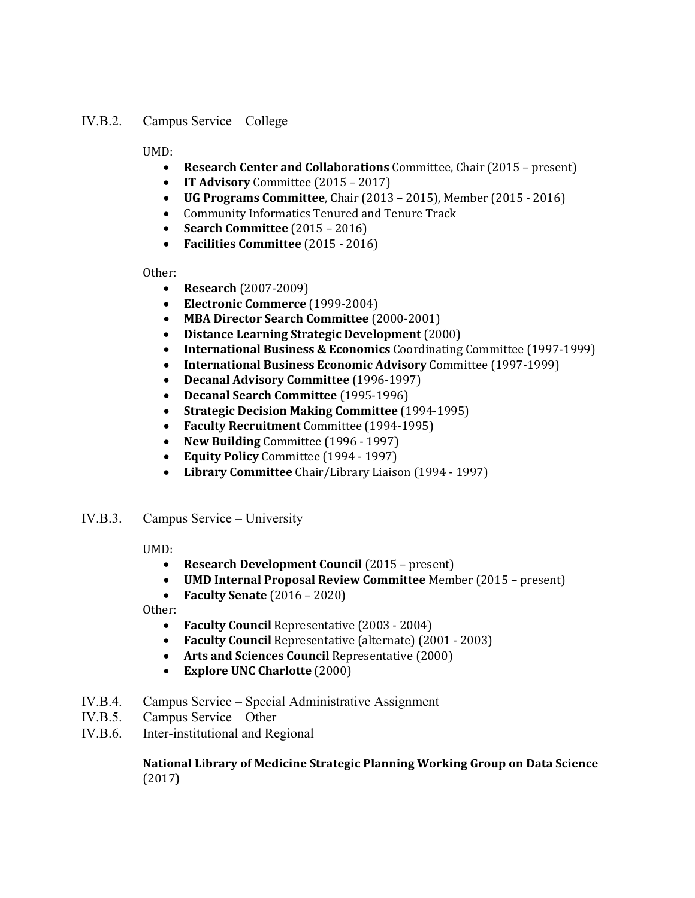## IV.B.2. Campus Service – College

UMD:

- **Research Center and Collaborations** Committee, Chair (2015 – present)
- **IT Advisory** Committee (2015 – 2017)
- **UG Programs Committee**, Chair (2013 – 2015), Member (2015 - 2016)
- Community Informatics Tenured and Tenure Track
- **Search Committee** (2015 – 2016)
- **Facilities Committee** (2015 - 2016)

Other:

- **Research** (2007-2009)
- **Electronic Commerce** (1999-2004)
- **MBA Director Search Committee** (2000-2001)
- **Distance Learning Strategic Development** (2000)
- **International Business & Economics** Coordinating Committee (1997-1999)
- **International Business Economic Advisory** Committee (1997-1999)
- **Decanal Advisory Committee** (1996-1997)
- **Decanal Search Committee** (1995-1996)
- **Strategic Decision Making Committee** (1994-1995)
- **Faculty Recruitment** Committee (1994-1995)
- **New Building** Committee (1996 - 1997)
- **Equity Policy** Committee (1994 - 1997)
- **Library Committee** Chair/Library Liaison (1994 - 1997)

## IV.B.3. Campus Service – University

UMD:

- **Research Development Council** (2015 – present)
- **UMD Internal Proposal Review Committee** Member (2015 – present)
- **Faculty Senate** (2016 – 2020)

Other:

- **Faculty Council** Representative (2003 - 2004)
- **Faculty Council** Representative (alternate) (2001 - 2003)
- **Arts and Sciences Council** Representative (2000)
- **Explore UNC Charlotte** (2000)

## IV.B.4. Campus Service – Special Administrative Assignment

## IV.B.5. Campus Service – Other

## IV.B.6. Inter-institutional and Regional

**National Library of Medicine Strategic Planning Working Group on Data Science** (2017)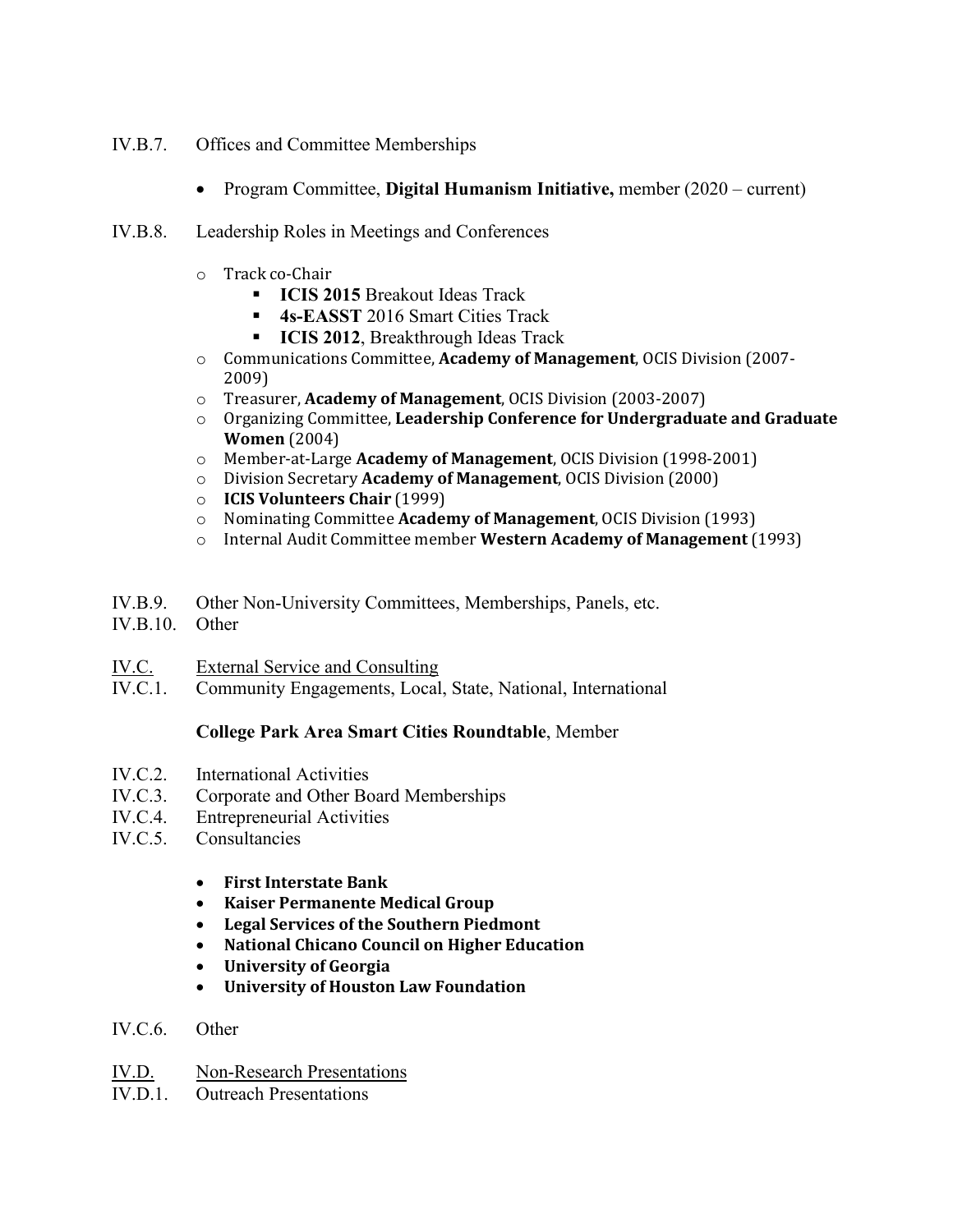IV.B.7. Offices and Committee Memberships

- Program Committee, **Digital Humanism Initiative,** member (2020 – current)

IV.B.8. Leadership Roles in Meetings and Conferences

- Track co-Chair
  - **ICIS 2015** Breakout Ideas Track
  - **4s-EASST** 2016 Smart Cities Track
  - **ICIS 2012**, Breakthrough Ideas Track
- Communications Committee, **Academy of Management**, OCIS Division (2007-2009)
- Treasurer, **Academy of Management**, OCIS Division (2003-2007)
- Organizing Committee, **Leadership Conference for Undergraduate and Graduate Women** (2004)
- Member-at-Large **Academy of Management**, OCIS Division (1998-2001)
- Division Secretary **Academy of Management**, OCIS Division (2000)
- **ICIS Volunteers Chair** (1999)
- Nominating Committee **Academy of Management**, OCIS Division (1993)
- Internal Audit Committee member **Western Academy of Management** (1993)

IV.B.9. Other Non-University Committees, Memberships, Panels, etc.

IV.B.10. Other

IV.C. External Service and Consulting

IV.C.1. Community Engagements, Local, State, National, International

**College Park Area Smart Cities Roundtable**, Member

IV.C.2. International Activities

IV.C.3. Corporate and Other Board Memberships

IV.C.4. Entrepreneurial Activities

IV.C.5. Consultancies

- **First Interstate Bank**
- **Kaiser Permanente Medical Group**
- **Legal Services of the Southern Piedmont**
- **National Chicano Council on Higher Education**
- **University of Georgia**
- **University of Houston Law Foundation**

IV.C.6. Other

IV.D. Non-Research Presentations

IV.D.1. Outreach Presentations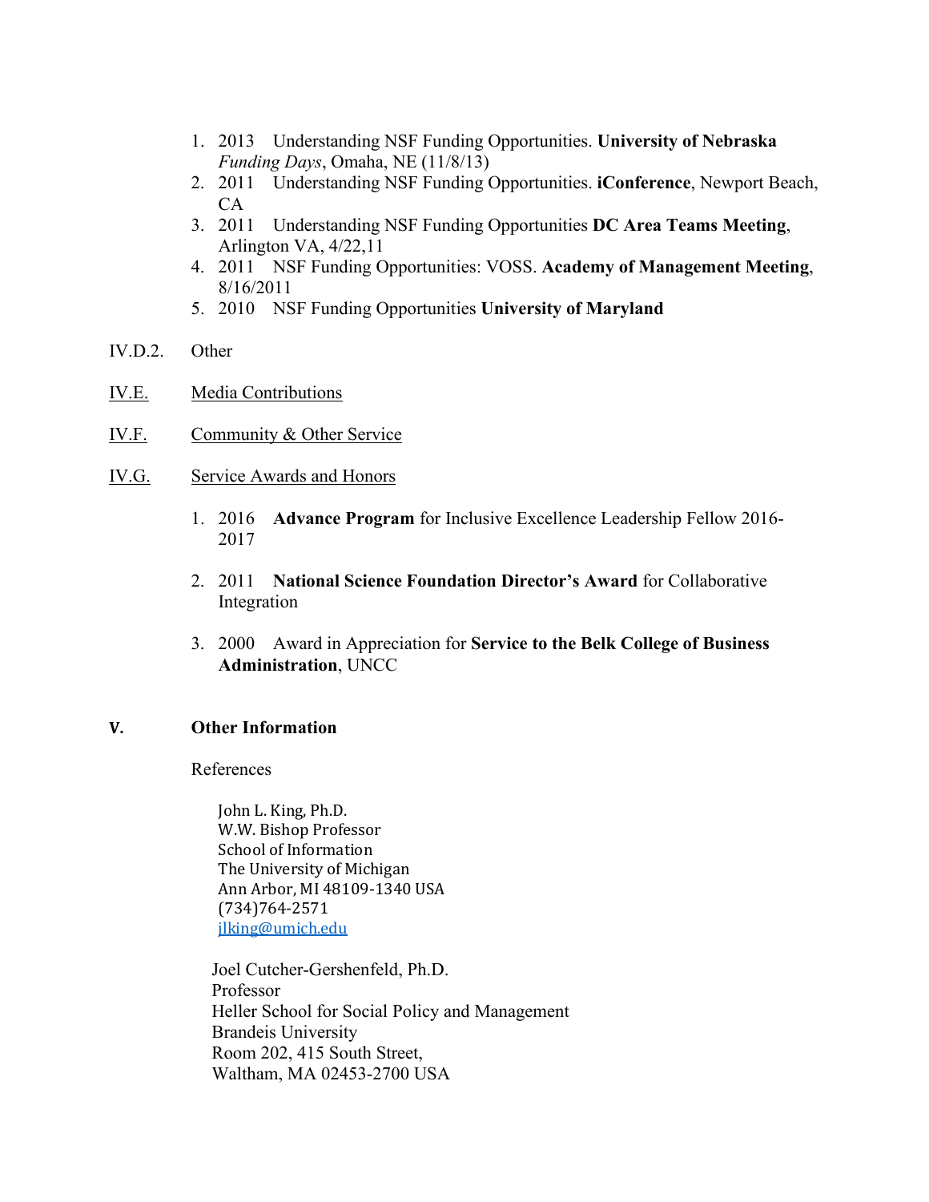1. 2013 Understanding NSF Funding Opportunities. **University of Nebraska** *Funding Days*, Omaha, NE (11/8/13)
2. 2011 Understanding NSF Funding Opportunities. **iConference**, Newport Beach, CA
3. 2011 Understanding NSF Funding Opportunities **DC Area Teams Meeting**, Arlington VA, 4/22,11
4. 2011 NSF Funding Opportunities: VOSS. **Academy of Management Meeting**, 8/16/2011
5. 2010 NSF Funding Opportunities **University of Maryland**

IV.D.2. Other

<u>IV.E.</u> <u>Media Contributions</u>

<u>IV.F.</u> <u>Community & Other Service</u>

<u>IV.G.</u> <u>Service Awards and Honors</u>

1. 2016 **Advance Program** for Inclusive Excellence Leadership Fellow 2016-2017
2. 2011 **National Science Foundation Director's Award** for Collaborative Integration
3. 2000 Award in Appreciation for **Service to the Belk College of Business Administration**, UNCC

## V. Other Information

References

John L. King, Ph.D.
W.W. Bishop Professor
School of Information
The University of Michigan
Ann Arbor, MI 48109-1340 USA
(734)764-2571
jlking@umich.edu

Joel Cutcher-Gershenfeld, Ph.D.
Professor
Heller School for Social Policy and Management
Brandeis University
Room 202, 415 South Street,
Waltham, MA 02453-2700 USA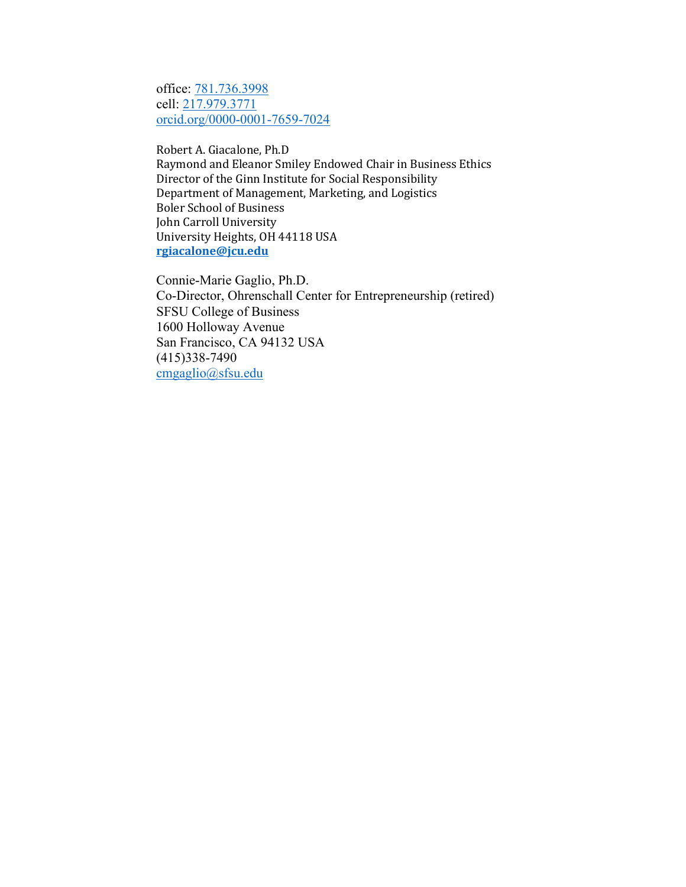office: 781.736.3998
cell: 217.979.3771
orcid.org/0000-0001-7659-7024

Robert A. Giacalone, Ph.D
Raymond and Eleanor Smiley Endowed Chair in Business Ethics
Director of the Ginn Institute for Social Responsibility
Department of Management, Marketing, and Logistics
Boler School of Business
John Carroll University
University Heights, OH 44118 USA
**rgiacalone@jcu.edu**

Connie-Marie Gaglio, Ph.D.
Co-Director, Ohrenschall Center for Entrepreneurship (retired)
SFSU College of Business
1600 Holloway Avenue
San Francisco, CA 94132 USA
(415)338-7490
cmgaglio@sfsu.edu